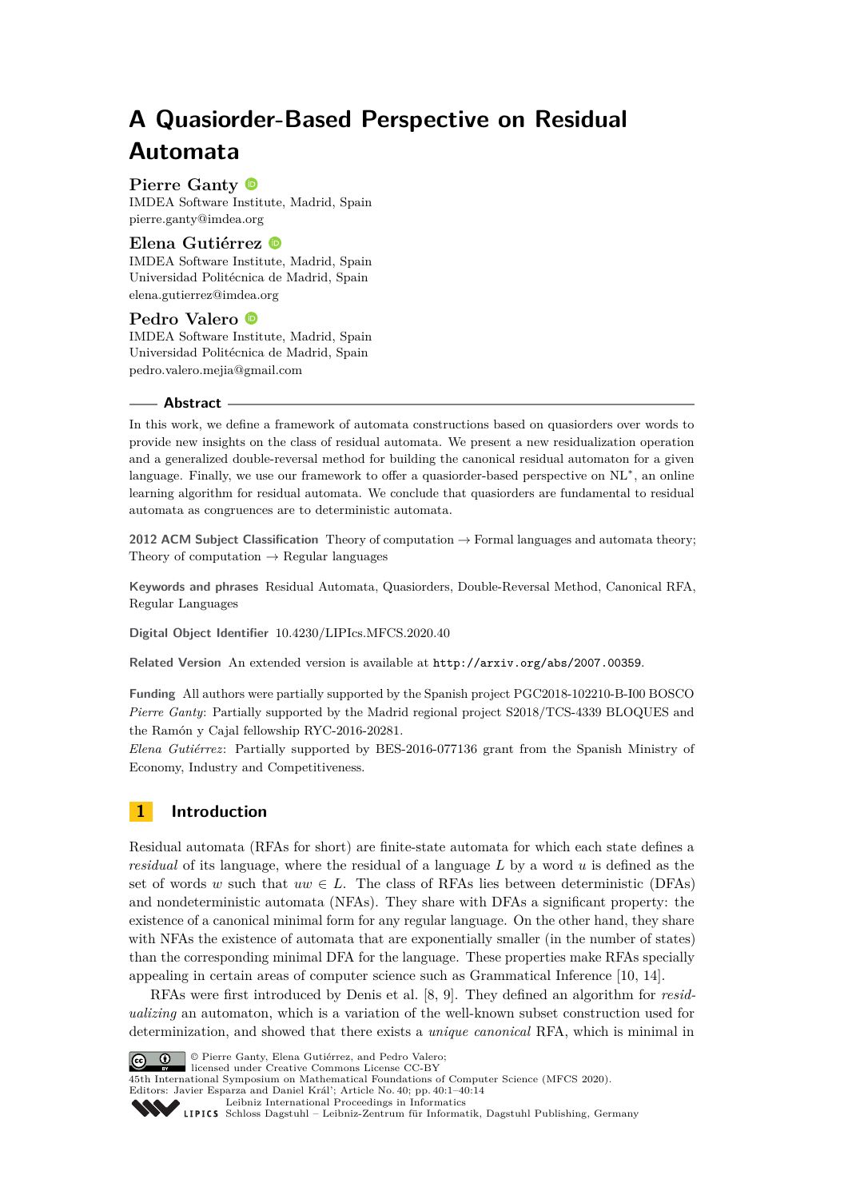# A Quasiorder-Based Perspective on Residual Automata

**Pierre Ganty**
IMDEA Software Institute, Madrid, Spain
pierre.ganty@imdea.org

**Elena Gutiérrez**
IMDEA Software Institute, Madrid, Spain
Universidad Politécnica de Madrid, Spain
elena.gutierrez@imdea.org

**Pedro Valero**
IMDEA Software Institute, Madrid, Spain
Universidad Politécnica de Madrid, Spain
pedro.valero.mejia@gmail.com

## Abstract

In this work, we define a framework of automata constructions based on quasiorders over words to provide new insights on the class of residual automata. We present a new residualization operation and a generalized double-reversal method for building the canonical residual automaton for a given language. Finally, we use our framework to offer a quasiorder-based perspective on NL$^*$, an online learning algorithm for residual automata. We conclude that quasiorders are fundamental to residual automata as congruences are to deterministic automata.

**2012 ACM Subject Classification** Theory of computation → Formal languages and automata theory; Theory of computation → Regular languages

**Keywords and phrases** Residual Automata, Quasiorders, Double-Reversal Method, Canonical RFA, Regular Languages

**Digital Object Identifier** 10.4230/LIPIcs.MFCS.2020.40

**Related Version** An extended version is available at `http://arxiv.org/abs/2007.00359`.

**Funding** All authors were partially supported by the Spanish project PGC2018-102210-B-I00 BOSCO
*Pierre Ganty*: Partially supported by the Madrid regional project S2018/TCS-4339 BLOQUES and the Ramón y Cajal fellowship RYC-2016-20281.
*Elena Gutiérrez*: Partially supported by BES-2016-077136 grant from the Spanish Ministry of Economy, Industry and Competitiveness.

## 1 Introduction

Residual automata (RFAs for short) are finite-state automata for which each state defines a *residual* of its language, where the residual of a language $L$ by a word $u$ is defined as the set of words $w$ such that $uw \in L$. The class of RFAs lies between deterministic (DFAs) and nondeterministic automata (NFAs). They share with DFAs a significant property: the existence of a canonical minimal form for any regular language. On the other hand, they share with NFAs the existence of automata that are exponentially smaller (in the number of states) than the corresponding minimal DFA for the language. These properties make RFAs specially appealing in certain areas of computer science such as Grammatical Inference [10, 14].

RFAs were first introduced by Denis et al. [8, 9]. They defined an algorithm for *residualizing* an automaton, which is a variation of the well-known subset construction used for determinization, and showed that there exists a *unique canonical* RFA, which is minimal in

© Pierre Ganty, Elena Gutiérrez, and Pedro Valero;
licensed under Creative Commons License CC-BY
45th International Symposium on Mathematical Foundations of Computer Science (MFCS 2020).
Editors: Javier Esparza and Daniel Kráľ; Article No. 40; pp. 40:1–40:14
Leibniz International Proceedings in Informatics
Schloss Dagstuhl – Leibniz-Zentrum für Informatik, Dagstuhl Publishing, Germany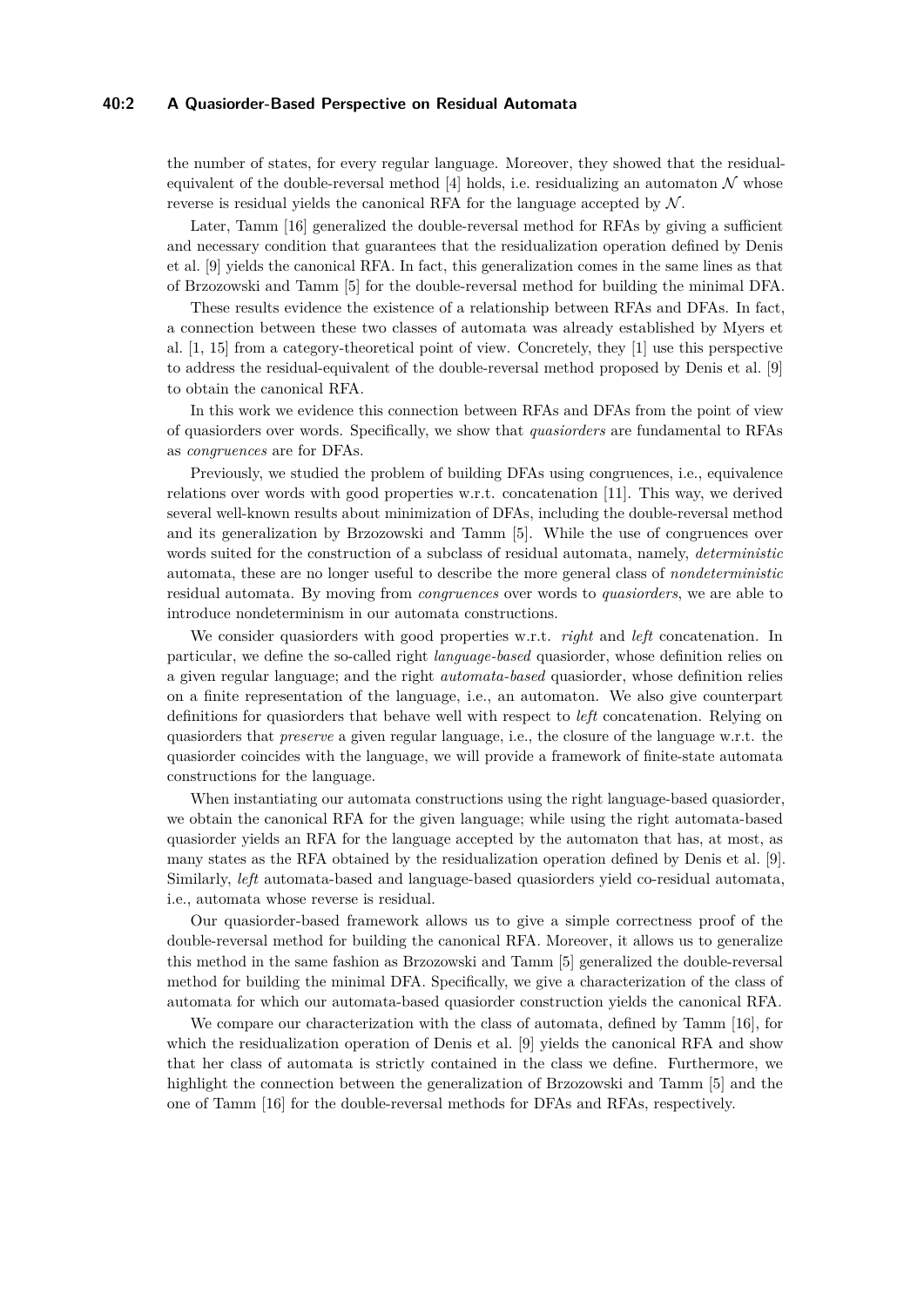the number of states, for every regular language. Moreover, they showed that the residual-equivalent of the double-reversal method [4] holds, i.e. residualizing an automaton $\mathcal{N}$ whose reverse is residual yields the canonical RFA for the language accepted by $\mathcal{N}$.

Later, Tamm [16] generalized the double-reversal method for RFAs by giving a sufficient and necessary condition that guarantees that the residualization operation defined by Denis et al. [9] yields the canonical RFA. In fact, this generalization comes in the same lines as that of Brzozowski and Tamm [5] for the double-reversal method for building the minimal DFA.

These results evidence the existence of a relationship between RFAs and DFAs. In fact, a connection between these two classes of automata was already established by Myers et al. [1, 15] from a category-theoretical point of view. Concretely, they [1] use this perspective to address the residual-equivalent of the double-reversal method proposed by Denis et al. [9] to obtain the canonical RFA.

In this work we evidence this connection between RFAs and DFAs from the point of view of quasiorders over words. Specifically, we show that *quasiorders* are fundamental to RFAs as *congruences* are for DFAs.

Previously, we studied the problem of building DFAs using congruences, i.e., equivalence relations over words with good properties w.r.t. concatenation [11]. This way, we derived several well-known results about minimization of DFAs, including the double-reversal method and its generalization by Brzozowski and Tamm [5]. While the use of congruences over words suited for the construction of a subclass of residual automata, namely, *deterministic* automata, these are no longer useful to describe the more general class of *nondeterministic* residual automata. By moving from *congruences* over words to *quasiorders*, we are able to introduce nondeterminism in our automata constructions.

We consider quasiorders with good properties w.r.t. *right* and *left* concatenation. In particular, we define the so-called right *language-based* quasiorder, whose definition relies on a given regular language; and the right *automata-based* quasiorder, whose definition relies on a finite representation of the language, i.e., an automaton. We also give counterpart definitions for quasiorders that behave well with respect to *left* concatenation. Relying on quasiorders that *preserve* a given regular language, i.e., the closure of the language w.r.t. the quasiorder coincides with the language, we will provide a framework of finite-state automata constructions for the language.

When instantiating our automata constructions using the right language-based quasiorder, we obtain the canonical RFA for the given language; while using the right automata-based quasiorder yields an RFA for the language accepted by the automaton that has, at most, as many states as the RFA obtained by the residualization operation defined by Denis et al. [9]. Similarly, *left* automata-based and language-based quasiorders yield co-residual automata, i.e., automata whose reverse is residual.

Our quasiorder-based framework allows us to give a simple correctness proof of the double-reversal method for building the canonical RFA. Moreover, it allows us to generalize this method in the same fashion as Brzozowski and Tamm [5] generalized the double-reversal method for building the minimal DFA. Specifically, we give a characterization of the class of automata for which our automata-based quasiorder construction yields the canonical RFA.

We compare our characterization with the class of automata, defined by Tamm [16], for which the residualization operation of Denis et al. [9] yields the canonical RFA and show that her class of automata is strictly contained in the class we define. Furthermore, we highlight the connection between the generalization of Brzozowski and Tamm [5] and the one of Tamm [16] for the double-reversal methods for DFAs and RFAs, respectively.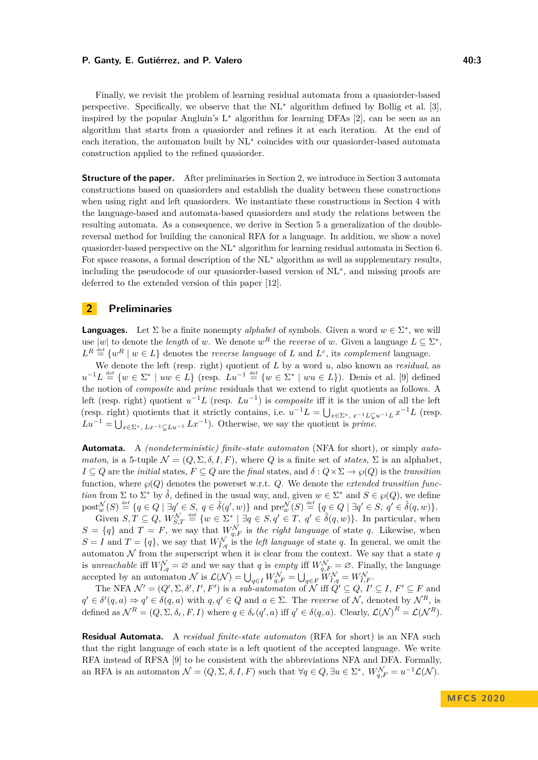Finally, we revisit the problem of learning residual automata from a quasiorder-based perspective. Specifically, we observe that the NL* algorithm defined by Bollig et al. [3], inspired by the popular Angluin's L* algorithm for learning DFAs [2], can be seen as an algorithm that starts from a quasiorder and refines it at each iteration. At the end of each iteration, the automaton built by NL* coincides with our quasiorder-based automata construction applied to the refined quasiorder.

**Structure of the paper.** After preliminaries in Section 2, we introduce in Section 3 automata constructions based on quasiorders and establish the duality between these constructions when using right and left quasiorders. We instantiate these constructions in Section 4 with the language-based and automata-based quasiorders and study the relations between the resulting automata. As a consequence, we derive in Section 5 a generalization of the double-reversal method for building the canonical RFA for a language. In addition, we show a novel quasiorder-based perspective on the NL* algorithm for learning residual automata in Section 6. For space reasons, a formal description of the NL* algorithm as well as supplementary results, including the pseudocode of our quasiorder-based version of NL*, and missing proofs are deferred to the extended version of this paper [12].

## 2 Preliminaries

**Languages.** Let $\Sigma$ be a finite nonempty *alphabet* of symbols. Given a word $w \in \Sigma^*$, we will use $|w|$ to denote the *length* of $w$. We denote $w^R$ the *reverse* of $w$. Given a language $L \subseteq \Sigma^*$, $L^R \stackrel{\text{def}}{=} \{w^R \mid w \in L\}$ denotes the *reverse language* of $L$ and $L^c$, its *complement* language.

We denote the left (resp. right) quotient of $L$ by a word $u$, also known as *residual*, as $u^{-1}L \stackrel{\text{def}}{=} \{w \in \Sigma^* \mid uw \in L\}$ (resp. $Lu^{-1} \stackrel{\text{def}}{=} \{w \in \Sigma^* \mid wu \in L\}$). Denis et al. [9] defined the notion of *composite* and *prime* residuals that we extend to right quotients as follows. A left (resp. right) quotient $u^{-1}L$ (resp. $Lu^{-1}$) is *composite* iff it is the union of all the left (resp. right) quotients that it strictly contains, i.e. $u^{-1}L = \bigcup_{x \in \Sigma^*,\, x^{-1}L \subsetneq u^{-1}L} x^{-1}L$ (resp. $Lu^{-1} = \bigcup_{x \in \Sigma^*,\, Lx^{-1} \subsetneq Lu^{-1}} Lx^{-1}$). Otherwise, we say the quotient is *prime*.

**Automata.** A *(nondeterministic) finite-state automaton* (NFA for short), or simply *automaton*, is a 5-tuple $\mathcal{N} = (Q, \Sigma, \delta, I, F)$, where $Q$ is a finite set of *states*, $\Sigma$ is an alphabet, $I \subseteq Q$ are the *initial* states, $F \subseteq Q$ are the *final* states, and $\delta : Q \times \Sigma \to \wp(Q)$ is the *transition* function, where $\wp(Q)$ denotes the powerset w.r.t. $Q$. We denote the *extended transition function* from $\Sigma$ to $\Sigma^*$ by $\hat{\delta}$, defined in the usual way, and, given $w \in \Sigma^*$ and $S \in \wp(Q)$, we define $\mathrm{post}_w^{\mathcal{N}}(S) \stackrel{\text{def}}{=} \{q \in Q \mid \exists q' \in S,\ q \in \hat{\delta}(q', w)\}$ and $\mathrm{pre}_w^{\mathcal{N}}(S) \stackrel{\text{def}}{=} \{q \in Q \mid \exists q' \in S,\ q' \in \hat{\delta}(q, w)\}$.

Given $S, T \subseteq Q$, $W_{S,T}^{\mathcal{N}} \stackrel{\text{def}}{=} \{w \in \Sigma^* \mid \exists q \in S, q' \in T,\ q' \in \hat{\delta}(q, w)\}$. In particular, when $S = \{q\}$ and $T = F$, we say that $W_{q,F}^{\mathcal{N}}$ is *the right language* of state $q$. Likewise, when $S = I$ and $T = \{q\}$, we say that $W_{I,q}^{\mathcal{N}}$ is the *left language* of state $q$. In general, we omit the automaton $\mathcal{N}$ from the superscript when it is clear from the context. We say that a state $q$ is *unreachable* iff $W_{I,q}^{\mathcal{N}} = \varnothing$ and we say that $q$ is *empty* iff $W_{q,F}^{\mathcal{N}} = \varnothing$. Finally, the language accepted by an automaton $\mathcal{N}$ is $\mathcal{L}(\mathcal{N}) = \bigcup_{q \in I} W_{q,F}^{\mathcal{N}} = \bigcup_{q \in F} W_{I,q}^{\mathcal{N}} = W_{I,F}^{\mathcal{N}}$.

The NFA $\mathcal{N}' = (Q', \Sigma, \delta', I', F')$ is a *sub-automaton* of $\mathcal{N}$ iff $Q' \subseteq Q$, $I' \subseteq I$, $F' \subseteq F$ and $q' \in \delta'(q, a) \Rightarrow q' \in \delta(q, a)$ with $q, q' \in Q$ and $a \in \Sigma$. The *reverse* of $\mathcal{N}$, denoted by $\mathcal{N}^R$, is defined as $\mathcal{N}^R = (Q, \Sigma, \delta_r, F, I)$ where $q \in \delta_r(q', a)$ iff $q' \in \delta(q, a)$. Clearly, $\mathcal{L}(\mathcal{N})^R = \mathcal{L}(\mathcal{N}^R)$.

**Residual Automata.** A *residual finite-state automaton* (RFA for short) is an NFA such that the right language of each state is a left quotient of the accepted language. We write RFA instead of RFSA [9] to be consistent with the abbreviations NFA and DFA. Formally, an RFA is an automaton $\mathcal{N} = (Q, \Sigma, \delta, I, F)$ such that $\forall q \in Q, \exists u \in \Sigma^*,\ W_{q,F}^{\mathcal{N}} = u^{-1}\mathcal{L}(\mathcal{N})$.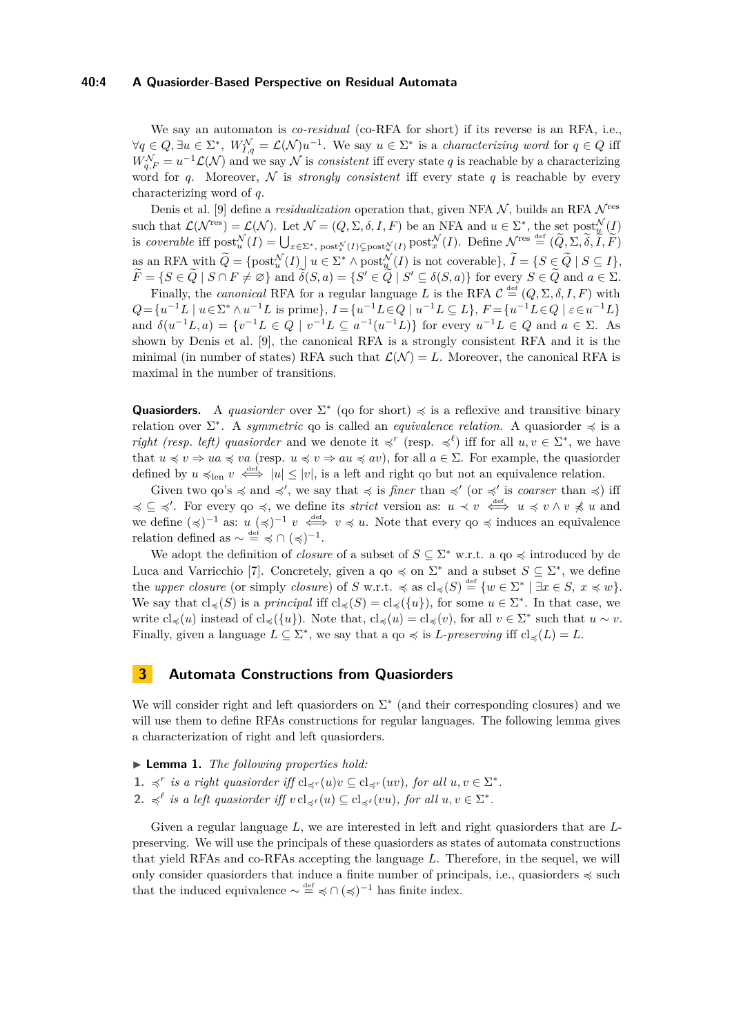We say an automaton is *co-residual* (co-RFA for short) if its reverse is an RFA, i.e., $\forall q \in Q, \exists u \in \Sigma^*, W^{\mathcal{N}}_{I,q} = \mathcal{L}(\mathcal{N})u^{-1}$. We say $u \in \Sigma^*$ is a *characterizing word* for $q \in Q$ iff $W^{\mathcal{N}}_{q,F} = u^{-1}\mathcal{L}(\mathcal{N})$ and we say $\mathcal{N}$ is *consistent* iff every state $q$ is reachable by a characterizing word for $q$. Moreover, $\mathcal{N}$ is *strongly consistent* iff every state $q$ is reachable by every characterizing word of $q$.

Denis et al. [9] define a *residualization* operation that, given NFA $\mathcal{N}$, builds an RFA $\mathcal{N}^{\text{res}}$ such that $\mathcal{L}(\mathcal{N}^{\text{res}}) = \mathcal{L}(\mathcal{N})$. Let $\mathcal{N} = (Q, \Sigma, \delta, I, F)$ be an NFA and $u \in \Sigma^*$, the set $\text{post}^{\mathcal{N}}_u(I)$ is *coverable* iff $\text{post}^{\mathcal{N}}_u(I) = \bigcup_{x\in\Sigma^*,\, \text{post}^{\mathcal{N}}_x(I)\subsetneq \text{post}^{\mathcal{N}}_u(I)} \text{post}^{\mathcal{N}}_x(I)$. Define $\mathcal{N}^{\text{res}} \stackrel{\text{def}}{=} (\widetilde{Q}, \Sigma, \widetilde{\delta}, \widetilde{I}, \widetilde{F})$ as an RFA with $\widetilde{Q} = \{\text{post}^{\mathcal{N}}_u(I) \mid u \in \Sigma^* \wedge \text{post}^{\mathcal{N}}_u(I) \text{ is not coverable}\}$, $\widetilde{I} = \{S \in \widetilde{Q} \mid S \subseteq I\}$, $\widetilde{F} = \{S \in \widetilde{Q} \mid S \cap F \neq \varnothing\}$ and $\widetilde{\delta}(S, a) = \{S' \in \widetilde{Q} \mid S' \subseteq \delta(S, a)\}$ for every $S \in \widetilde{Q}$ and $a \in \Sigma$.

Finally, the *canonical* RFA for a regular language $L$ is the RFA $\mathcal{C} \stackrel{\text{def}}{=} (Q, \Sigma, \delta, I, F)$ with $Q = \{u^{-1}L \mid u \in \Sigma^* \wedge u^{-1}L \text{ is prime}\}$, $I = \{u^{-1}L \in Q \mid u^{-1}L \subseteq L\}$, $F = \{u^{-1}L \in Q \mid \varepsilon \in u^{-1}L\}$ and $\delta(u^{-1}L, a) = \{v^{-1}L \in Q \mid v^{-1}L \subseteq a^{-1}(u^{-1}L)\}$ for every $u^{-1}L \in Q$ and $a \in \Sigma$. As shown by Denis et al. [9], the canonical RFA is a strongly consistent RFA and it is the minimal (in number of states) RFA such that $\mathcal{L}(\mathcal{N}) = L$. Moreover, the canonical RFA is maximal in the number of transitions.

**Quasiorders.** A *quasiorder* over $\Sigma^*$ (qo for short) $\preccurlyeq$ is a reflexive and transitive binary relation over $\Sigma^*$. A *symmetric* qo is called an *equivalence relation*. A quasiorder $\preccurlyeq$ is a *right (resp. left) quasiorder* and we denote it $\preccurlyeq^r$ (resp. $\preccurlyeq^\ell$) iff for all $u, v \in \Sigma^*$, we have that $u \preccurlyeq v \Rightarrow ua \preccurlyeq va$ (resp. $u \preccurlyeq v \Rightarrow au \preccurlyeq av$), for all $a \in \Sigma$. For example, the quasiorder defined by $u \preccurlyeq_{\text{len}} v \stackrel{\text{def}}{\iff} |u| \leq |v|$, is a left and right qo but not an equivalence relation.

Given two qo's $\preccurlyeq$ and $\preccurlyeq'$, we say that $\preccurlyeq$ is *finer* than $\preccurlyeq'$ (or $\preccurlyeq'$ is *coarser* than $\preccurlyeq$) iff $\preccurlyeq \,\subseteq\, \preccurlyeq'$. For every qo $\preccurlyeq$, we define its *strict* version as: $u \prec v \stackrel{\text{def}}{\iff} u \preccurlyeq v \wedge v \not\preccurlyeq u$ and we define $(\preccurlyeq)^{-1}$ as: $u \,(\preccurlyeq)^{-1}\, v \stackrel{\text{def}}{\iff} v \preccurlyeq u$. Note that every qo $\preccurlyeq$ induces an equivalence relation defined as $\sim \stackrel{\text{def}}{=} \preccurlyeq \cap (\preccurlyeq)^{-1}$.

We adopt the definition of *closure* of a subset of $S \subseteq \Sigma^*$ w.r.t. a qo $\preccurlyeq$ introduced by de Luca and Varricchio [7]. Concretely, given a qo $\preccurlyeq$ on $\Sigma^*$ and a subset $S \subseteq \Sigma^*$, we define the *upper closure* (or simply *closure*) of $S$ w.r.t. $\preccurlyeq$ as $\text{cl}_{\preccurlyeq}(S) \stackrel{\text{def}}{=} \{w \in \Sigma^* \mid \exists x \in S,\ x \preccurlyeq w\}$. We say that $\text{cl}_{\preccurlyeq}(S)$ is a *principal* iff $\text{cl}_{\preccurlyeq}(S) = \text{cl}_{\preccurlyeq}(\{u\})$, for some $u \in \Sigma^*$. In that case, we write $\text{cl}_{\preccurlyeq}(u)$ instead of $\text{cl}_{\preccurlyeq}(\{u\})$. Note that, $\text{cl}_{\preccurlyeq}(u) = \text{cl}_{\preccurlyeq}(v)$, for all $v \in \Sigma^*$ such that $u \sim v$. Finally, given a language $L \subseteq \Sigma^*$, we say that a qo $\preccurlyeq$ is *$L$-preserving* iff $\text{cl}_{\preccurlyeq}(L) = L$.

## 3 Automata Constructions from Quasiorders

We will consider right and left quasiorders on $\Sigma^*$ (and their corresponding closures) and we will use them to define RFAs constructions for regular languages. The following lemma gives a characterization of right and left quasiorders.

▶ **Lemma 1.** *The following properties hold:*

1. $\preccurlyeq^r$ *is a right quasiorder iff* $\text{cl}_{\preccurlyeq^r}(u)v \subseteq \text{cl}_{\preccurlyeq^r}(uv)$*, for all* $u, v \in \Sigma^*$.
2. $\preccurlyeq^\ell$ *is a left quasiorder iff* $v\,\text{cl}_{\preccurlyeq^\ell}(u) \subseteq \text{cl}_{\preccurlyeq^\ell}(vu)$*, for all* $u, v \in \Sigma^*$.

Given a regular language $L$, we are interested in left and right quasiorders that are $L$-preserving. We will use the principals of these quasiorders as states of automata constructions that yield RFAs and co-RFAs accepting the language $L$. Therefore, in the sequel, we will only consider quasiorders that induce a finite number of principals, i.e., quasiorders $\preccurlyeq$ such that the induced equivalence $\sim \stackrel{\text{def}}{=} \preccurlyeq \cap (\preccurlyeq)^{-1}$ has finite index.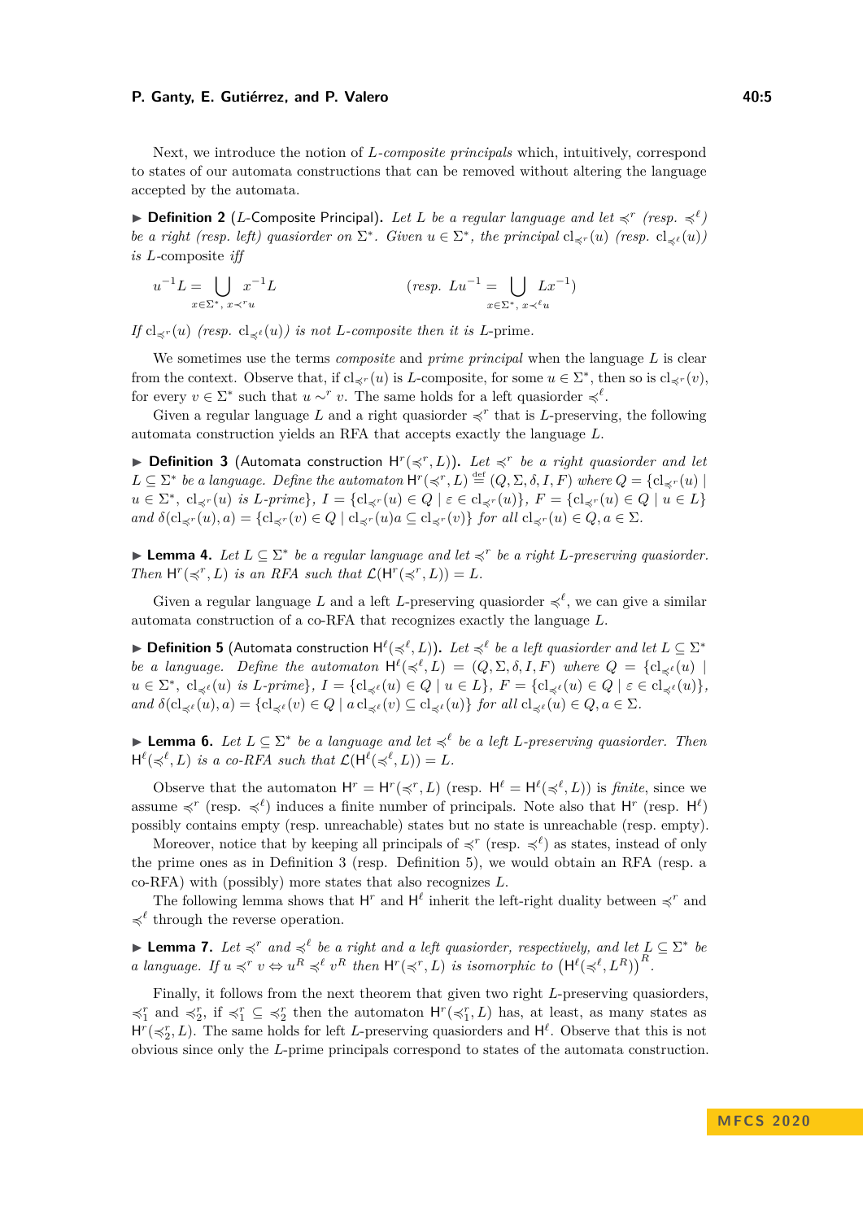Next, we introduce the notion of *L-composite principals* which, intuitively, correspond to states of our automata constructions that can be removed without altering the language accepted by the automata.

▶ **Definition 2** ($L$-Composite Principal). *Let $L$ be a regular language and let $\preccurlyeq^r$ (resp. $\preccurlyeq^\ell$) be a right (resp. left) quasiorder on $\Sigma^*$. Given $u \in \Sigma^*$, the principal $\mathrm{cl}_{\preccurlyeq^r}(u)$ (resp. $\mathrm{cl}_{\preccurlyeq^\ell}(u)$) is* $L$-composite *iff*

$$u^{-1}L = \bigcup_{x \in \Sigma^*,\ x \prec^r u} x^{-1}L \qquad\qquad (\textit{resp. } Lu^{-1} = \bigcup_{x \in \Sigma^*,\ x \prec^\ell u} Lx^{-1})$$

*If $\mathrm{cl}_{\preccurlyeq^r}(u)$ (resp. $\mathrm{cl}_{\preccurlyeq^\ell}(u)$) is not $L$-composite then it is* $L$-prime.

We sometimes use the terms *composite* and *prime principal* when the language $L$ is clear from the context. Observe that, if $\mathrm{cl}_{\preccurlyeq^r}(u)$ is $L$-composite, for some $u \in \Sigma^*$, then so is $\mathrm{cl}_{\preccurlyeq^r}(v)$, for every $v \in \Sigma^*$ such that $u \sim^r v$. The same holds for a left quasiorder $\preccurlyeq^\ell$.

Given a regular language $L$ and a right quasiorder $\preccurlyeq^r$ that is $L$-preserving, the following automata construction yields an RFA that accepts exactly the language $L$.

▶ **Definition 3** (Automata construction $\mathsf{H}^r(\preccurlyeq^r, L)$). *Let $\preccurlyeq^r$ be a right quasiorder and let $L \subseteq \Sigma^*$ be a language. Define the automaton $\mathsf{H}^r(\preccurlyeq^r, L) \overset{\text{def}}{=} (Q, \Sigma, \delta, I, F)$ where $Q = \{\mathrm{cl}_{\preccurlyeq^r}(u) \mid u \in \Sigma^*,\ \mathrm{cl}_{\preccurlyeq^r}(u) \text{ is } L\text{-prime}\}$, $I = \{\mathrm{cl}_{\preccurlyeq^r}(u) \in Q \mid \varepsilon \in \mathrm{cl}_{\preccurlyeq^r}(u)\}$, $F = \{\mathrm{cl}_{\preccurlyeq^r}(u) \in Q \mid u \in L\}$ and $\delta(\mathrm{cl}_{\preccurlyeq^r}(u), a) = \{\mathrm{cl}_{\preccurlyeq^r}(v) \in Q \mid \mathrm{cl}_{\preccurlyeq^r}(u)a \subseteq \mathrm{cl}_{\preccurlyeq^r}(v)\}$ for all $\mathrm{cl}_{\preccurlyeq^r}(u) \in Q, a \in \Sigma$.*

▶ **Lemma 4.** *Let $L \subseteq \Sigma^*$ be a regular language and let $\preccurlyeq^r$ be a right $L$-preserving quasiorder. Then $\mathsf{H}^r(\preccurlyeq^r, L)$ is an RFA such that $\mathcal{L}(\mathsf{H}^r(\preccurlyeq^r, L)) = L$.*

Given a regular language $L$ and a left $L$-preserving quasiorder $\preccurlyeq^\ell$, we can give a similar automata construction of a co-RFA that recognizes exactly the language $L$.

▶ **Definition 5** (Automata construction $\mathsf{H}^\ell(\preccurlyeq^\ell, L)$). *Let $\preccurlyeq^\ell$ be a left quasiorder and let $L \subseteq \Sigma^*$ be a language. Define the automaton $\mathsf{H}^\ell(\preccurlyeq^\ell, L) = (Q, \Sigma, \delta, I, F)$ where $Q = \{\mathrm{cl}_{\preccurlyeq^\ell}(u) \mid u \in \Sigma^*,\ \mathrm{cl}_{\preccurlyeq^\ell}(u) \text{ is } L\text{-prime}\}$, $I = \{\mathrm{cl}_{\preccurlyeq^\ell}(u) \in Q \mid u \in L\}$, $F = \{\mathrm{cl}_{\preccurlyeq^\ell}(u) \in Q \mid \varepsilon \in \mathrm{cl}_{\preccurlyeq^\ell}(u)\}$, and $\delta(\mathrm{cl}_{\preccurlyeq^\ell}(u), a) = \{\mathrm{cl}_{\preccurlyeq^\ell}(v) \in Q \mid a\,\mathrm{cl}_{\preccurlyeq^\ell}(v) \subseteq \mathrm{cl}_{\preccurlyeq^\ell}(u)\}$ for all $\mathrm{cl}_{\preccurlyeq^\ell}(u) \in Q, a \in \Sigma$.*

▶ **Lemma 6.** *Let $L \subseteq \Sigma^*$ be a language and let $\preccurlyeq^\ell$ be a left $L$-preserving quasiorder. Then $\mathsf{H}^\ell(\preccurlyeq^\ell, L)$ is a co-RFA such that $\mathcal{L}(\mathsf{H}^\ell(\preccurlyeq^\ell, L)) = L$.*

Observe that the automaton $\mathsf{H}^r = \mathsf{H}^r(\preccurlyeq^r, L)$ (resp. $\mathsf{H}^\ell = \mathsf{H}^\ell(\preccurlyeq^\ell, L)$) is *finite*, since we assume $\preccurlyeq^r$ (resp. $\preccurlyeq^\ell$) induces a finite number of principals. Note also that $\mathsf{H}^r$ (resp. $\mathsf{H}^\ell$) possibly contains empty (resp. unreachable) states but no state is unreachable (resp. empty).

Moreover, notice that by keeping all principals of $\preccurlyeq^r$ (resp. $\preccurlyeq^\ell$) as states, instead of only the prime ones as in Definition 3 (resp. Definition 5), we would obtain an RFA (resp. a co-RFA) with (possibly) more states that also recognizes $L$.

The following lemma shows that $\mathsf{H}^r$ and $\mathsf{H}^\ell$ inherit the left-right duality between $\preccurlyeq^r$ and $\preccurlyeq^\ell$ through the reverse operation.

▶ **Lemma 7.** *Let $\preccurlyeq^r$ and $\preccurlyeq^\ell$ be a right and a left quasiorder, respectively, and let $L \subseteq \Sigma^*$ be a language. If $u \preccurlyeq^r v \Leftrightarrow u^R \preccurlyeq^\ell v^R$ then $\mathsf{H}^r(\preccurlyeq^r, L)$ is isomorphic to $\left(\mathsf{H}^\ell(\preccurlyeq^\ell, L^R)\right)^R$.*

Finally, it follows from the next theorem that given two right $L$-preserving quasiorders, $\preccurlyeq^r_1$ and $\preccurlyeq^r_2$, if $\preccurlyeq^r_1 \subseteq \preccurlyeq^r_2$ then the automaton $\mathsf{H}^r(\preccurlyeq^r_1, L)$ has, at least, as many states as $\mathsf{H}^r(\preccurlyeq^r_2, L)$. The same holds for left $L$-preserving quasiorders and $\mathsf{H}^\ell$. Observe that this is not obvious since only the $L$-prime principals correspond to states of the automata construction.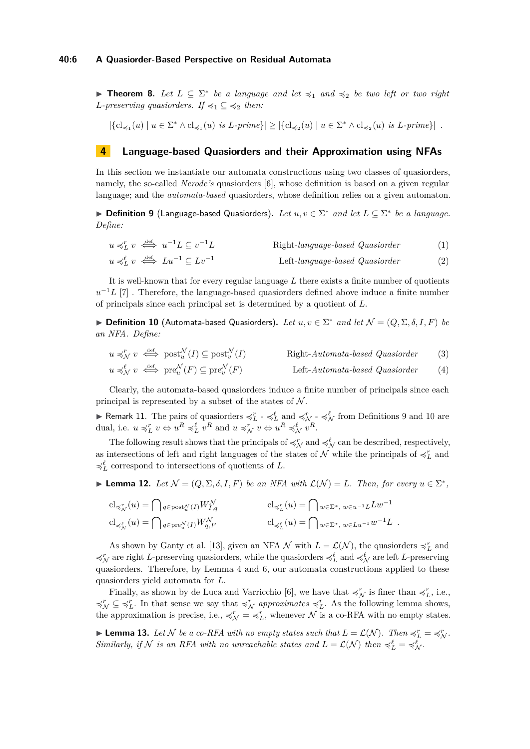▶ **Theorem 8.** *Let $L \subseteq \Sigma^*$ be a language and let $\preccurlyeq_1$ and $\preccurlyeq_2$ be two left or two right $L$-preserving quasiorders. If $\preccurlyeq_1 \subseteq \preccurlyeq_2$ then:*

$$|\{\mathrm{cl}_{\preccurlyeq_1}(u) \mid u \in \Sigma^* \wedge \mathrm{cl}_{\preccurlyeq_1}(u) \text{ is } L\text{-prime}\}| \geq |\{\mathrm{cl}_{\preccurlyeq_2}(u) \mid u \in \Sigma^* \wedge \mathrm{cl}_{\preccurlyeq_2}(u) \text{ is } L\text{-prime}\}| \enspace .$$

## 4 Language-based Quasiorders and their Approximation using NFAs

In this section we instantiate our automata constructions using two classes of quasiorders, namely, the so-called *Nerode's* quasiorders [6], whose definition is based on a given regular language; and the *automata-based* quasiorders, whose definition relies on a given automaton.

▶ **Definition 9** (Language-based Quasiorders). *Let $u, v \in \Sigma^*$ and let $L \subseteq \Sigma^*$ be a language. Define:*

$$u \preccurlyeq^r_L v \overset{\text{def}}{\iff} u^{-1}L \subseteq v^{-1}L \qquad \text{Right-}\textit{language-based Quasiorder} \qquad (1)$$

$$u \preccurlyeq^\ell_L v \overset{\text{def}}{\iff} Lu^{-1} \subseteq Lv^{-1} \qquad \text{Left-}\textit{language-based Quasiorder} \qquad (2)$$

It is well-known that for every regular language $L$ there exists a finite number of quotients $u^{-1}L$ [7] . Therefore, the language-based quasiorders defined above induce a finite number of principals since each principal set is determined by a quotient of $L$.

▶ **Definition 10** (Automata-based Quasiorders). *Let $u, v \in \Sigma^*$ and let $\mathcal{N} = (Q, \Sigma, \delta, I, F)$ be an NFA. Define:*

$$u \preccurlyeq^r_{\mathcal{N}} v \overset{\text{def}}{\iff} \mathrm{post}^{\mathcal{N}}_u(I) \subseteq \mathrm{post}^{\mathcal{N}}_v(I) \qquad \text{Right-}\textit{Automata-based Quasiorder} \qquad (3)$$

$$u \preccurlyeq^\ell_{\mathcal{N}} v \overset{\text{def}}{\iff} \mathrm{pre}^{\mathcal{N}}_u(F) \subseteq \mathrm{pre}^{\mathcal{N}}_v(F) \qquad \text{Left-}\textit{Automata-based Quasiorder} \qquad (4)$$

Clearly, the automata-based quasiorders induce a finite number of principals since each principal is represented by a subset of the states of $\mathcal{N}$.

▶ Remark 11. The pairs of quasiorders $\preccurlyeq^r_L$ - $\preccurlyeq^\ell_L$ and $\preccurlyeq^r_{\mathcal{N}}$ - $\preccurlyeq^\ell_{\mathcal{N}}$ from Definitions 9 and 10 are dual, i.e. $u \preccurlyeq^r_L v \Leftrightarrow u^R \preccurlyeq^\ell_L v^R$ and $u \preccurlyeq^r_{\mathcal{N}} v \Leftrightarrow u^R \preccurlyeq^\ell_{\mathcal{N}} v^R$.

The following result shows that the principals of $\preccurlyeq^r_{\mathcal{N}}$ and $\preccurlyeq^\ell_{\mathcal{N}}$ can be described, respectively, as intersections of left and right languages of the states of $\mathcal{N}$ while the principals of $\preccurlyeq^r_L$ and $\preccurlyeq^\ell_L$ correspond to intersections of quotients of $L$.

▶ **Lemma 12.** *Let $\mathcal{N} = (Q, \Sigma, \delta, I, F)$ be an NFA with $\mathcal{L}(\mathcal{N}) = L$. Then, for every $u \in \Sigma^*$,*

$$\mathrm{cl}_{\preccurlyeq^r_{\mathcal{N}}}(u) = \bigcap\nolimits_{q \in \mathrm{post}^{\mathcal{N}}_u(I)} W^{\mathcal{N}}_{I,q} \qquad \mathrm{cl}_{\preccurlyeq^r_L}(u) = \bigcap\nolimits_{w \in \Sigma^*,\, w \in u^{-1}L} Lw^{-1}$$

$$\mathrm{cl}_{\preccurlyeq^\ell_{\mathcal{N}}}(u) = \bigcap\nolimits_{q \in \mathrm{pre}^{\mathcal{N}}_u(I)} W^{\mathcal{N}}_{q,F} \qquad \mathrm{cl}_{\preccurlyeq^\ell_L}(u) = \bigcap\nolimits_{w \in \Sigma^*,\, w \in Lu^{-1}} w^{-1}L \enspace .$$

As shown by Ganty et al. [13], given an NFA $\mathcal{N}$ with $L = \mathcal{L}(\mathcal{N})$, the quasiorders $\preccurlyeq^r_L$ and $\preccurlyeq^r_{\mathcal{N}}$ are right $L$-preserving quasiorders, while the quasiorders $\preccurlyeq^\ell_L$ and $\preccurlyeq^\ell_{\mathcal{N}}$ are left $L$-preserving quasiorders. Therefore, by Lemma 4 and 6, our automata constructions applied to these quasiorders yield automata for $L$.

Finally, as shown by de Luca and Varricchio [6], we have that $\preccurlyeq^r_{\mathcal{N}}$ is finer than $\preccurlyeq^r_L$, i.e., $\preccurlyeq^r_{\mathcal{N}} \subseteq \preccurlyeq^r_L$. In that sense we say that $\preccurlyeq^r_{\mathcal{N}}$ *approximates* $\preccurlyeq^r_L$. As the following lemma shows, the approximation is precise, i.e., $\preccurlyeq^r_{\mathcal{N}} = \preccurlyeq^r_L$, whenever $\mathcal{N}$ is a co-RFA with no empty states.

▶ **Lemma 13.** *Let $\mathcal{N}$ be a co-RFA with no empty states such that $L = \mathcal{L}(\mathcal{N})$. Then $\preccurlyeq^r_L = \preccurlyeq^r_{\mathcal{N}}$. Similarly, if $\mathcal{N}$ is an RFA with no unreachable states and $L = \mathcal{L}(\mathcal{N})$ then $\preccurlyeq^\ell_L = \preccurlyeq^\ell_{\mathcal{N}}$.*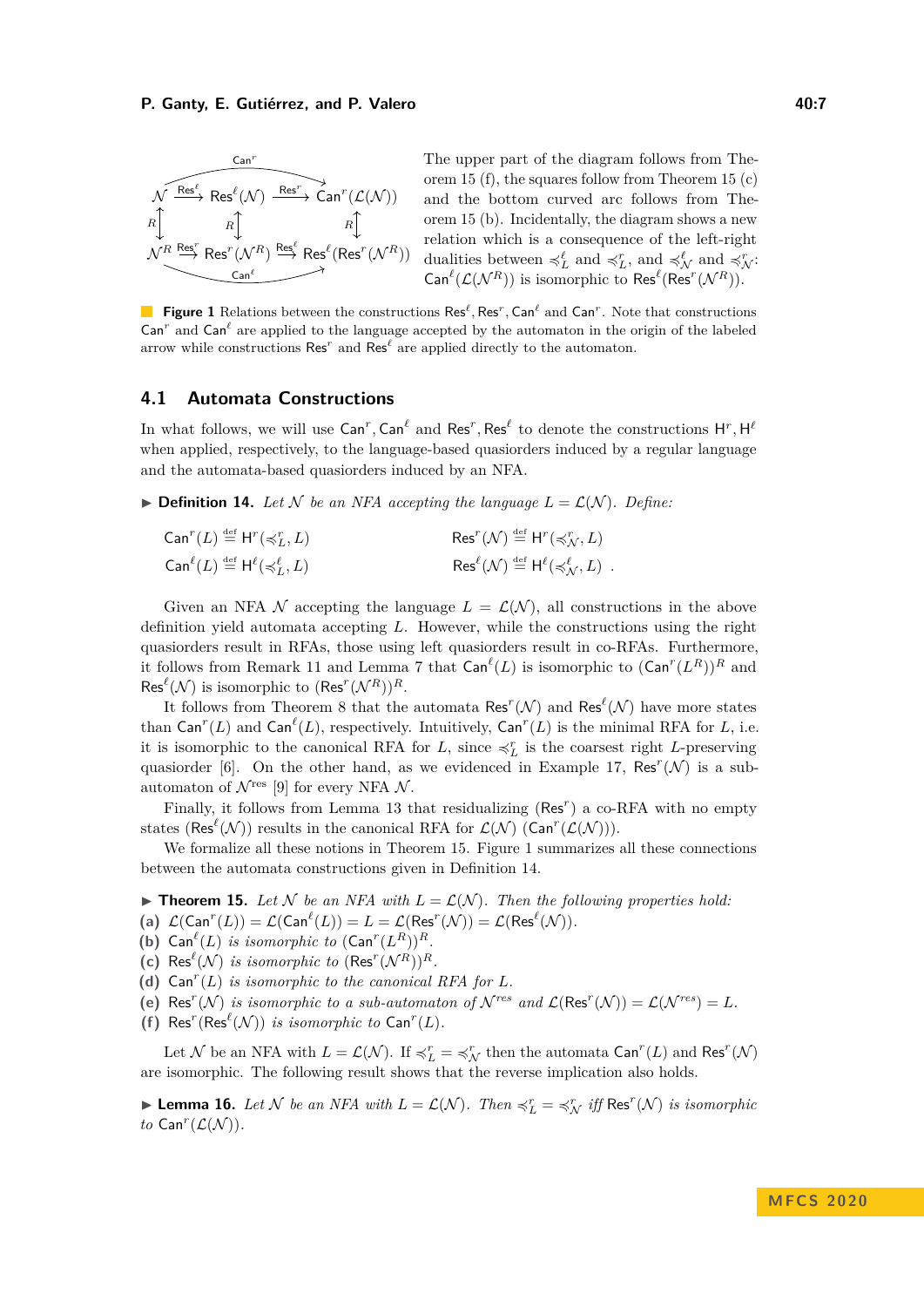$$
\begin{array}{ccccc}
 & & \overset{\mathsf{Can}^r}{\frown} & & \\
\mathcal{N} & \xrightarrow{\mathsf{Res}^\ell} & \mathsf{Res}^\ell(\mathcal{N}) & \xrightarrow{\mathsf{Res}^r} & \mathsf{Can}^r(\mathcal{L}(\mathcal{N})) \\
R \updownarrow & & R \updownarrow & & R \updownarrow \\
\mathcal{N}^R & \xrightarrow{\mathsf{Res}^r} & \mathsf{Res}^r(\mathcal{N}^R) & \xrightarrow{\mathsf{Res}^\ell} & \mathsf{Res}^\ell(\mathsf{Res}^r(\mathcal{N}^R)) \\
 & & \underset{\mathsf{Can}^\ell}{\smile} & &
\end{array}
$$

The upper part of the diagram follows from Theorem 15 (f), the squares follow from Theorem 15 (c) and the bottom curved arc follows from Theorem 15 (b). Incidentally, the diagram shows a new relation which is a consequence of the left-right dualities between $\preccurlyeq^\ell_L$ and $\preccurlyeq^r_L$, and $\preccurlyeq^\ell_\mathcal{N}$ and $\preccurlyeq^r_\mathcal{N}$: $\mathsf{Can}^\ell(\mathcal{L}(\mathcal{N}^R))$ is isomorphic to $\mathsf{Res}^\ell(\mathsf{Res}^r(\mathcal{N}^R))$.

**Figure 1** Relations between the constructions $\mathsf{Res}^\ell, \mathsf{Res}^r, \mathsf{Can}^\ell$ and $\mathsf{Can}^r$. Note that constructions $\mathsf{Can}^r$ and $\mathsf{Can}^\ell$ are applied to the language accepted by the automaton in the origin of the labeled arrow while constructions $\mathsf{Res}^r$ and $\mathsf{Res}^\ell$ are applied directly to the automaton.

## 4.1 Automata Constructions

In what follows, we will use $\mathsf{Can}^r, \mathsf{Can}^\ell$ and $\mathsf{Res}^r, \mathsf{Res}^\ell$ to denote the constructions $\mathsf{H}^r, \mathsf{H}^\ell$ when applied, respectively, to the language-based quasiorders induced by a regular language and the automata-based quasiorders induced by an NFA.

▶ **Definition 14.** *Let $\mathcal{N}$ be an NFA accepting the language $L = \mathcal{L}(\mathcal{N})$. Define:*

$$
\mathsf{Can}^r(L) \stackrel{\text{def}}{=} \mathsf{H}^r(\preccurlyeq^r_L, L) \qquad\qquad \mathsf{Res}^r(\mathcal{N}) \stackrel{\text{def}}{=} \mathsf{H}^r(\preccurlyeq^r_\mathcal{N}, L)
$$
$$
\mathsf{Can}^\ell(L) \stackrel{\text{def}}{=} \mathsf{H}^\ell(\preccurlyeq^\ell_L, L) \qquad\qquad \mathsf{Res}^\ell(\mathcal{N}) \stackrel{\text{def}}{=} \mathsf{H}^\ell(\preccurlyeq^\ell_\mathcal{N}, L) \ .
$$

Given an NFA $\mathcal{N}$ accepting the language $L = \mathcal{L}(\mathcal{N})$, all constructions in the above definition yield automata accepting $L$. However, while the constructions using the right quasiorders result in RFAs, those using left quasiorders result in co-RFAs. Furthermore, it follows from Remark 11 and Lemma 7 that $\mathsf{Can}^\ell(L)$ is isomorphic to $(\mathsf{Can}^r(L^R))^R$ and $\mathsf{Res}^\ell(\mathcal{N})$ is isomorphic to $(\mathsf{Res}^r(\mathcal{N}^R))^R$.

It follows from Theorem 8 that the automata $\mathsf{Res}^r(\mathcal{N})$ and $\mathsf{Res}^\ell(\mathcal{N})$ have more states than $\mathsf{Can}^r(L)$ and $\mathsf{Can}^\ell(L)$, respectively. Intuitively, $\mathsf{Can}^r(L)$ is the minimal RFA for $L$, i.e. it is isomorphic to the canonical RFA for $L$, since $\preccurlyeq^r_L$ is the coarsest right $L$-preserving quasiorder [6]. On the other hand, as we evidenced in Example 17, $\mathsf{Res}^r(\mathcal{N})$ is a sub-automaton of $\mathcal{N}^{\text{res}}$ [9] for every NFA $\mathcal{N}$.

Finally, it follows from Lemma 13 that residualizing ($\mathsf{Res}^r$) a co-RFA with no empty states ($\mathsf{Res}^\ell(\mathcal{N})$) results in the canonical RFA for $\mathcal{L}(\mathcal{N})$ ($\mathsf{Can}^r(\mathcal{L}(\mathcal{N}))$).

We formalize all these notions in Theorem 15. Figure 1 summarizes all these connections between the automata constructions given in Definition 14.

▶ **Theorem 15.** *Let $\mathcal{N}$ be an NFA with $L = \mathcal{L}(\mathcal{N})$. Then the following properties hold:*

**(a)** $\mathcal{L}(\mathsf{Can}^r(L)) = \mathcal{L}(\mathsf{Can}^\ell(L)) = L = \mathcal{L}(\mathsf{Res}^r(\mathcal{N})) = \mathcal{L}(\mathsf{Res}^\ell(\mathcal{N}))$.
**(b)** $\mathsf{Can}^\ell(L)$ *is isomorphic to* $(\mathsf{Can}^r(L^R))^R$.
**(c)** $\mathsf{Res}^\ell(\mathcal{N})$ *is isomorphic to* $(\mathsf{Res}^r(\mathcal{N}^R))^R$.
**(d)** $\mathsf{Can}^r(L)$ *is isomorphic to the canonical RFA for* $L$.
**(e)** $\mathsf{Res}^r(\mathcal{N})$ *is isomorphic to a sub-automaton of* $\mathcal{N}^{res}$ *and* $\mathcal{L}(\mathsf{Res}^r(\mathcal{N})) = \mathcal{L}(\mathcal{N}^{res}) = L$.
**(f)** $\mathsf{Res}^r(\mathsf{Res}^\ell(\mathcal{N}))$ *is isomorphic to* $\mathsf{Can}^r(L)$.

Let $\mathcal{N}$ be an NFA with $L = \mathcal{L}(\mathcal{N})$. If $\preccurlyeq^r_L = \preccurlyeq^r_\mathcal{N}$ then the automata $\mathsf{Can}^r(L)$ and $\mathsf{Res}^r(\mathcal{N})$ are isomorphic. The following result shows that the reverse implication also holds.

▶ **Lemma 16.** *Let $\mathcal{N}$ be an NFA with $L = \mathcal{L}(\mathcal{N})$. Then $\preccurlyeq^r_L = \preccurlyeq^r_\mathcal{N}$ iff $\mathsf{Res}^r(\mathcal{N})$ is isomorphic to $\mathsf{Can}^r(\mathcal{L}(\mathcal{N}))$.*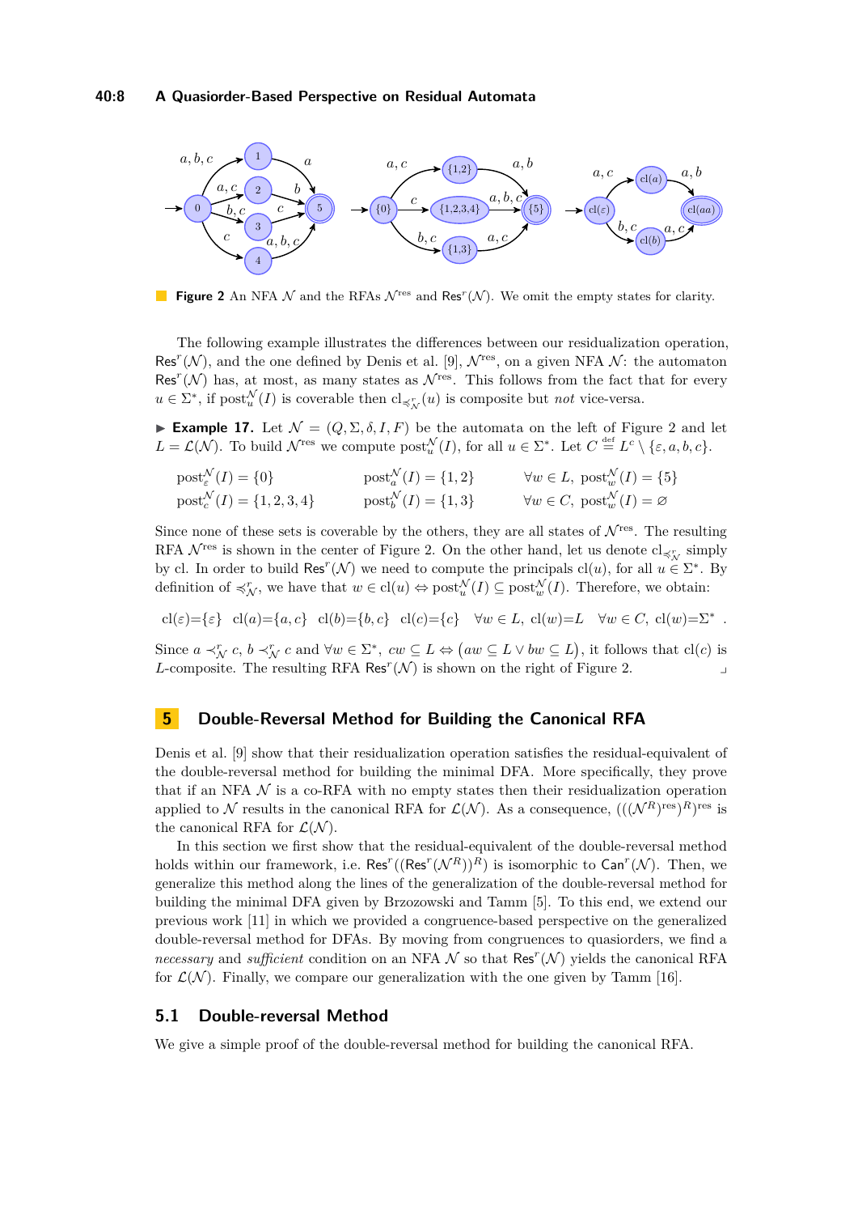**Figure 2** An NFA $\mathcal{N}$ and the RFAs $\mathcal{N}^{\text{res}}$ and $\mathsf{Res}^r(\mathcal{N})$. We omit the empty states for clarity.

The following example illustrates the differences between our residualization operation, $\mathsf{Res}^r(\mathcal{N})$, and the one defined by Denis et al. [9], $\mathcal{N}^{\text{res}}$, on a given NFA $\mathcal{N}$: the automaton $\mathsf{Res}^r(\mathcal{N})$ has, at most, as many states as $\mathcal{N}^{\text{res}}$. This follows from the fact that for every $u \in \Sigma^*$, if $\text{post}_u^{\mathcal{N}}(I)$ is coverable then $\text{cl}_{\preccurlyeq^r_{\mathcal{N}}}(u)$ is composite but *not* vice-versa.

▶ **Example 17.** Let $\mathcal{N} = (Q, \Sigma, \delta, I, F)$ be the automata on the left of Figure 2 and let $L = \mathcal{L}(\mathcal{N})$. To build $\mathcal{N}^{\text{res}}$ we compute $\text{post}_u^{\mathcal{N}}(I)$, for all $u \in \Sigma^*$. Let $C \stackrel{\text{def}}{=} L^c \setminus \{\varepsilon, a, b, c\}$.

$$\text{post}_\varepsilon^{\mathcal{N}}(I) = \{0\} \qquad \text{post}_a^{\mathcal{N}}(I) = \{1, 2\} \qquad \forall w \in L,\ \text{post}_w^{\mathcal{N}}(I) = \{5\}$$
$$\text{post}_c^{\mathcal{N}}(I) = \{1, 2, 3, 4\} \qquad \text{post}_b^{\mathcal{N}}(I) = \{1, 3\} \qquad \forall w \in C,\ \text{post}_w^{\mathcal{N}}(I) = \varnothing$$

Since none of these sets is coverable by the others, they are all states of $\mathcal{N}^{\text{res}}$. The resulting RFA $\mathcal{N}^{\text{res}}$ is shown in the center of Figure 2. On the other hand, let us denote $\text{cl}_{\preccurlyeq^r_{\mathcal{N}}}$ simply by cl. In order to build $\mathsf{Res}^r(\mathcal{N})$ we need to compute the principals $\text{cl}(u)$, for all $u \in \Sigma^*$. By definition of $\preccurlyeq^r_{\mathcal{N}}$, we have that $w \in \text{cl}(u) \Leftrightarrow \text{post}_u^{\mathcal{N}}(I) \subseteq \text{post}_w^{\mathcal{N}}(I)$. Therefore, we obtain:

$$\text{cl}(\varepsilon) = \{\varepsilon\} \quad \text{cl}(a) = \{a, c\} \quad \text{cl}(b) = \{b, c\} \quad \text{cl}(c) = \{c\} \quad \forall w \in L,\ \text{cl}(w) = L \quad \forall w \in C,\ \text{cl}(w) = \Sigma^* .$$

Since $a \prec^r_{\mathcal{N}} c$, $b \prec^r_{\mathcal{N}} c$ and $\forall w \in \Sigma^*$, $cw \subseteq L \Leftrightarrow \big(aw \subseteq L \vee bw \subseteq L\big)$, it follows that $\text{cl}(c)$ is $L$-composite. The resulting RFA $\mathsf{Res}^r(\mathcal{N})$ is shown on the right of Figure 2. ⌟

## 5 Double-Reversal Method for Building the Canonical RFA

Denis et al. [9] show that their residualization operation satisfies the residual-equivalent of the double-reversal method for building the minimal DFA. More specifically, they prove that if an NFA $\mathcal{N}$ is a co-RFA with no empty states then their residualization operation applied to $\mathcal{N}$ results in the canonical RFA for $\mathcal{L}(\mathcal{N})$. As a consequence, $(((\mathcal{N}^R)^{\text{res}})^R)^{\text{res}}$ is the canonical RFA for $\mathcal{L}(\mathcal{N})$.

In this section we first show that the residual-equivalent of the double-reversal method holds within our framework, i.e. $\mathsf{Res}^r((\mathsf{Res}^r(\mathcal{N}^R))^R)$ is isomorphic to $\mathsf{Can}^r(\mathcal{N})$. Then, we generalize this method along the lines of the generalization of the double-reversal method for building the minimal DFA given by Brzozowski and Tamm [5]. To this end, we extend our previous work [11] in which we provided a congruence-based perspective on the generalized double-reversal method for DFAs. By moving from congruences to quasiorders, we find a *necessary* and *sufficient* condition on an NFA $\mathcal{N}$ so that $\mathsf{Res}^r(\mathcal{N})$ yields the canonical RFA for $\mathcal{L}(\mathcal{N})$. Finally, we compare our generalization with the one given by Tamm [16].

### 5.1 Double-reversal Method

We give a simple proof of the double-reversal method for building the canonical RFA.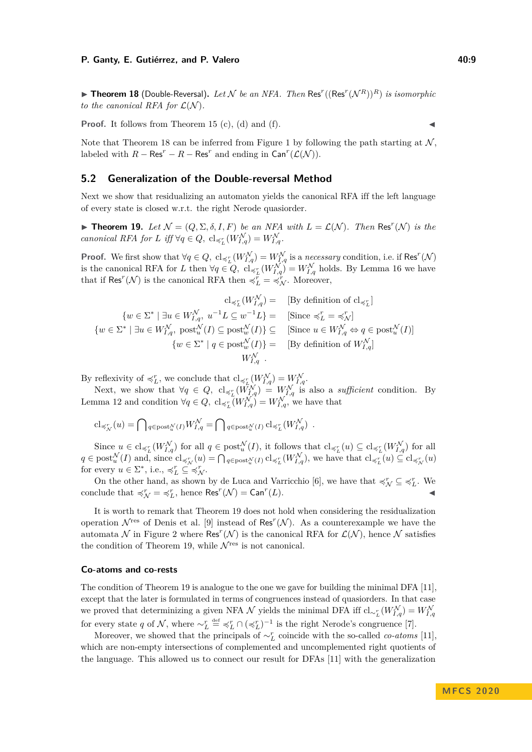▶ **Theorem 18** (Double-Reversal)**.** *Let $\mathcal{N}$ be an NFA. Then $\mathsf{Res}^r((\mathsf{Res}^r(\mathcal{N}^R))^R)$ is isomorphic to the canonical RFA for $\mathcal{L}(\mathcal{N})$.*

**Proof.** It follows from Theorem 15 (c), (d) and (f). ◀

Note that Theorem 18 can be inferred from Figure 1 by following the path starting at $\mathcal{N}$, labeled with $R - \mathsf{Res}^r - R - \mathsf{Res}^r$ and ending in $\mathsf{Can}^r(\mathcal{L}(\mathcal{N}))$.

## 5.2 Generalization of the Double-reversal Method

Next we show that residualizing an automaton yields the canonical RFA iff the left language of every state is closed w.r.t. the right Nerode quasiorder.

▶ **Theorem 19.** *Let $\mathcal{N} = (Q, \Sigma, \delta, I, F)$ be an NFA with $L = \mathcal{L}(\mathcal{N})$. Then $\mathsf{Res}^r(\mathcal{N})$ is the canonical RFA for $L$ iff $\forall q \in Q,\ \mathrm{cl}_{\preccurlyeq^r_L}(W^{\mathcal{N}}_{I,q}) = W^{\mathcal{N}}_{I,q}$.*

**Proof.** We first show that $\forall q \in Q,\ \mathrm{cl}_{\preccurlyeq^r_L}(W^{\mathcal{N}}_{I,q}) = W^{\mathcal{N}}_{I,q}$ is a *necessary* condition, i.e. if $\mathsf{Res}^r(\mathcal{N})$ is the canonical RFA for $L$ then $\forall q \in Q,\ \mathrm{cl}_{\preccurlyeq^r_L}(W^{\mathcal{N}}_{I,q}) = W^{\mathcal{N}}_{I,q}$ holds. By Lemma 16 we have that if $\mathsf{Res}^r(\mathcal{N})$ is the canonical RFA then $\preccurlyeq^r_L = \preccurlyeq^r_{\mathcal{N}}$. Moreover,

$$
\begin{aligned}
\mathrm{cl}_{\preccurlyeq^r_L}(W^{\mathcal{N}}_{I,q}) = \quad & \text{[By definition of } \mathrm{cl}_{\preccurlyeq^r_L}\text{]} \\
\{w \in \Sigma^* \mid \exists u \in W^{\mathcal{N}}_{I,q},\ u^{-1}L \subseteq w^{-1}L\} = \quad & \text{[Since } \preccurlyeq^r_L = \preccurlyeq^r_{\mathcal{N}}\text{]} \\
\{w \in \Sigma^* \mid \exists u \in W^{\mathcal{N}}_{I,q},\ \mathrm{post}^{\mathcal{N}}_u(I) \subseteq \mathrm{post}^{\mathcal{N}}_w(I)\} \subseteq \quad & \text{[Since } u \in W^{\mathcal{N}}_{I,q} \Leftrightarrow q \in \mathrm{post}^{\mathcal{N}}_u(I)\text{]} \\
\{w \in \Sigma^* \mid q \in \mathrm{post}^{\mathcal{N}}_w(I)\} = \quad & \text{[By definition of } W^{\mathcal{N}}_{I,q}\text{]} \\
W^{\mathcal{N}}_{I,q} \quad & .
\end{aligned}
$$

By reflexivity of $\preccurlyeq^r_L$, we conclude that $\mathrm{cl}_{\preccurlyeq^r_L}(W^{\mathcal{N}}_{I,q}) = W^{\mathcal{N}}_{I,q}$.

Next, we show that $\forall q \in Q,\ \mathrm{cl}_{\preccurlyeq^r_L}(W^{\mathcal{N}}_{I,q}) = W^{\mathcal{N}}_{I,q}$ is also a *sufficient* condition. By Lemma 12 and condition $\forall q \in Q,\ \mathrm{cl}_{\preccurlyeq^r_L}(W^{\mathcal{N}}_{I,q}) = W^{\mathcal{N}}_{I,q}$, we have that

$$
\mathrm{cl}_{\preccurlyeq^r_{\mathcal{N}}}(u) = \bigcap\nolimits_{q \in \mathrm{post}^{\mathcal{N}}_u(I)} W^{\mathcal{N}}_{I,q} = \bigcap\nolimits_{q \in \mathrm{post}^{\mathcal{N}}_u(I)} \mathrm{cl}_{\preccurlyeq^r_L}(W^{\mathcal{N}}_{I,q}) \quad .
$$

Since $u \in \mathrm{cl}_{\preccurlyeq^r_L}(W^{\mathcal{N}}_{I,q})$ for all $q \in \mathrm{post}^{\mathcal{N}}_u(I)$, it follows that $\mathrm{cl}_{\preccurlyeq^r_L}(u) \subseteq \mathrm{cl}_{\preccurlyeq^r_L}(W^{\mathcal{N}}_{I,q})$ for all $q \in \mathrm{post}^{\mathcal{N}}_u(I)$ and, since $\mathrm{cl}_{\preccurlyeq^r_{\mathcal{N}}}(u) = \bigcap_{q \in \mathrm{post}^{\mathcal{N}}_u(I)} \mathrm{cl}_{\preccurlyeq^r_L}(W^{\mathcal{N}}_{I,q})$, we have that $\mathrm{cl}_{\preccurlyeq^r_L}(u) \subseteq \mathrm{cl}_{\preccurlyeq^r_{\mathcal{N}}}(u)$ for every $u \in \Sigma^*$, i.e., $\preccurlyeq^r_L \subseteq \preccurlyeq^r_{\mathcal{N}}$.

On the other hand, as shown by de Luca and Varricchio [6], we have that $\preccurlyeq^r_{\mathcal{N}} \subseteq \preccurlyeq^r_L$. We conclude that $\preccurlyeq^r_{\mathcal{N}} = \preccurlyeq^r_L$, hence $\mathsf{Res}^r(\mathcal{N}) = \mathsf{Can}^r(L)$. ◀

It is worth to remark that Theorem 19 does not hold when considering the residualization operation $\mathcal{N}^{\mathrm{res}}$ of Denis et al. [9] instead of $\mathsf{Res}^r(\mathcal{N})$. As a counterexample we have the automata $\mathcal{N}$ in Figure 2 where $\mathsf{Res}^r(\mathcal{N})$ is the canonical RFA for $\mathcal{L}(\mathcal{N})$, hence $\mathcal{N}$ satisfies the condition of Theorem 19, while $\mathcal{N}^{\mathrm{res}}$ is not canonical.

### Co-atoms and co-rests

The condition of Theorem 19 is analogue to the one we gave for building the minimal DFA [11], except that the later is formulated in terms of congruences instead of quasiorders. In that case we proved that determinizing a given NFA $\mathcal{N}$ yields the minimal DFA iff $\mathrm{cl}_{\sim^r_L}(W^{\mathcal{N}}_{I,q}) = W^{\mathcal{N}}_{I,q}$ for every state $q$ of $\mathcal{N}$, where $\sim^r_L \stackrel{\text{def}}{=} \preccurlyeq^r_L \cap (\preccurlyeq^r_L)^{-1}$ is the right Nerode's congruence [7].

Moreover, we showed that the principals of $\sim^r_L$ coincide with the so-called *co-atoms* [11], which are non-empty intersections of complemented and uncomplemented right quotients of the language. This allowed us to connect our result for DFAs [11] with the generalization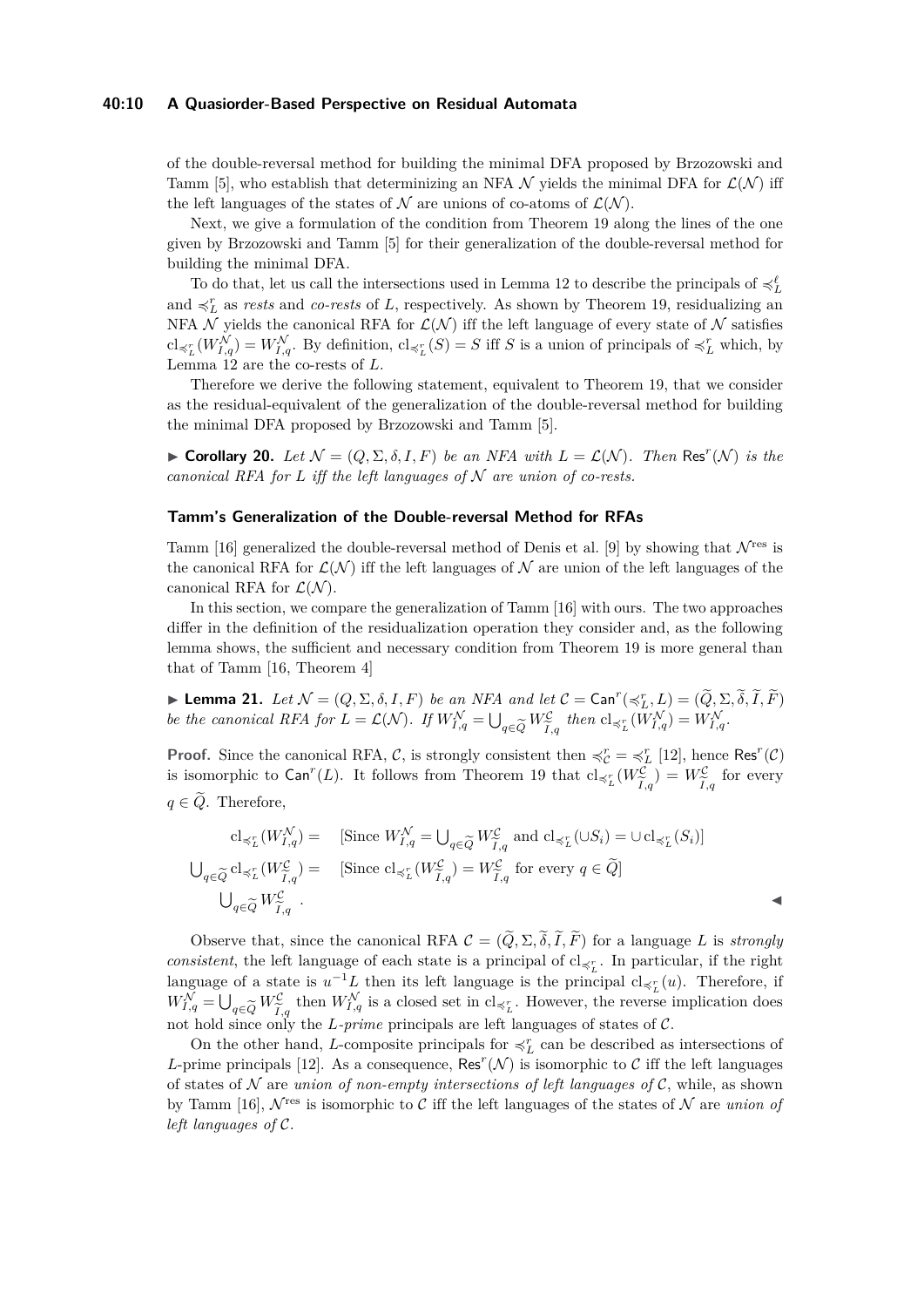of the double-reversal method for building the minimal DFA proposed by Brzozowski and Tamm [5], who establish that determinizing an NFA $\mathcal{N}$ yields the minimal DFA for $\mathcal{L}(\mathcal{N})$ iff the left languages of the states of $\mathcal{N}$ are unions of co-atoms of $\mathcal{L}(\mathcal{N})$.

Next, we give a formulation of the condition from Theorem 19 along the lines of the one given by Brzozowski and Tamm [5] for their generalization of the double-reversal method for building the minimal DFA.

To do that, let us call the intersections used in Lemma 12 to describe the principals of $\preccurlyeq_L^\ell$ and $\preccurlyeq_L^r$ as *rests* and *co-rests* of $L$, respectively. As shown by Theorem 19, residualizing an NFA $\mathcal{N}$ yields the canonical RFA for $\mathcal{L}(\mathcal{N})$ iff the left language of every state of $\mathcal{N}$ satisfies $\mathrm{cl}_{\preccurlyeq_L^r}(W_{I,q}^{\mathcal{N}}) = W_{I,q}^{\mathcal{N}}$. By definition, $\mathrm{cl}_{\preccurlyeq_L^r}(S) = S$ iff $S$ is a union of principals of $\preccurlyeq_L^r$ which, by Lemma 12 are the co-rests of $L$.

Therefore we derive the following statement, equivalent to Theorem 19, that we consider as the residual-equivalent of the generalization of the double-reversal method for building the minimal DFA proposed by Brzozowski and Tamm [5].

▶ **Corollary 20.** *Let $\mathcal{N} = (Q, \Sigma, \delta, I, F)$ be an NFA with $L = \mathcal{L}(\mathcal{N})$. Then $\mathsf{Res}^r(\mathcal{N})$ is the canonical RFA for $L$ iff the left languages of $\mathcal{N}$ are union of co-rests.*

### Tamm's Generalization of the Double-reversal Method for RFAs

Tamm [16] generalized the double-reversal method of Denis et al. [9] by showing that $\mathcal{N}^{\mathrm{res}}$ is the canonical RFA for $\mathcal{L}(\mathcal{N})$ iff the left languages of $\mathcal{N}$ are union of the left languages of the canonical RFA for $\mathcal{L}(\mathcal{N})$.

In this section, we compare the generalization of Tamm [16] with ours. The two approaches differ in the definition of the residualization operation they consider and, as the following lemma shows, the sufficient and necessary condition from Theorem 19 is more general than that of Tamm [16, Theorem 4]

▶ **Lemma 21.** *Let $\mathcal{N} = (Q, \Sigma, \delta, I, F)$ be an NFA and let $\mathcal{C} = \mathsf{Can}^r(\preccurlyeq_L^r, L) = (\widetilde{Q}, \Sigma, \widetilde{\delta}, \widetilde{I}, \widetilde{F})$ be the canonical RFA for $L = \mathcal{L}(\mathcal{N})$. If $W_{I,q}^{\mathcal{N}} = \bigcup_{q \in \widetilde{Q}} W_{\widetilde{I},q}^{\mathcal{C}}$ then $\mathrm{cl}_{\preccurlyeq_L^r}(W_{I,q}^{\mathcal{N}}) = W_{I,q}^{\mathcal{N}}$.*

**Proof.** Since the canonical RFA, $\mathcal{C}$, is strongly consistent then $\preccurlyeq_{\mathcal{C}}^r = \preccurlyeq_L^r$ [12], hence $\mathsf{Res}^r(\mathcal{C})$ is isomorphic to $\mathsf{Can}^r(L)$. It follows from Theorem 19 that $\mathrm{cl}_{\preccurlyeq_L^r}(W_{\widetilde{I},q}^{\mathcal{C}}) = W_{\widetilde{I},q}^{\mathcal{C}}$ for every $q \in \widetilde{Q}$. Therefore,

$$
\begin{aligned}
\mathrm{cl}_{\preccurlyeq_L^r}(W_{I,q}^{\mathcal{N}}) = \quad & [\text{Since } W_{I,q}^{\mathcal{N}} = \textstyle\bigcup_{q \in \widetilde{Q}} W_{\widetilde{I},q}^{\mathcal{C}} \text{ and } \mathrm{cl}_{\preccurlyeq_L^r}(\cup S_i) = \cup\, \mathrm{cl}_{\preccurlyeq_L^r}(S_i)] \\
\textstyle\bigcup_{q \in \widetilde{Q}} \mathrm{cl}_{\preccurlyeq_L^r}(W_{\widetilde{I},q}^{\mathcal{C}}) = \quad & [\text{Since } \mathrm{cl}_{\preccurlyeq_L^r}(W_{\widetilde{I},q}^{\mathcal{C}}) = W_{\widetilde{I},q}^{\mathcal{C}} \text{ for every } q \in \widetilde{Q}] \\
\textstyle\bigcup_{q \in \widetilde{Q}} W_{\widetilde{I},q}^{\mathcal{C}} \quad .
\end{aligned}
$$

◀

Observe that, since the canonical RFA $\mathcal{C} = (\widetilde{Q}, \Sigma, \widetilde{\delta}, \widetilde{I}, \widetilde{F})$ for a language $L$ is *strongly consistent*, the left language of each state is a principal of $\mathrm{cl}_{\preccurlyeq_L^r}$. In particular, if the right language of a state is $u^{-1}L$ then its left language is the principal $\mathrm{cl}_{\preccurlyeq_L^r}(u)$. Therefore, if $W_{I,q}^{\mathcal{N}} = \bigcup_{q \in \widetilde{Q}} W_{\widetilde{I},q}^{\mathcal{C}}$ then $W_{I,q}^{\mathcal{N}}$ is a closed set in $\mathrm{cl}_{\preccurlyeq_L^r}$. However, the reverse implication does not hold since only the *L-prime* principals are left languages of states of $\mathcal{C}$.

On the other hand, $L$-composite principals for $\preccurlyeq_L^r$ can be described as intersections of $L$-prime principals [12]. As a consequence, $\mathsf{Res}^r(\mathcal{N})$ is isomorphic to $\mathcal{C}$ iff the left languages of states of $\mathcal{N}$ are *union of non-empty intersections of left languages of* $\mathcal{C}$, while, as shown by Tamm [16], $\mathcal{N}^{\mathrm{res}}$ is isomorphic to $\mathcal{C}$ iff the left languages of the states of $\mathcal{N}$ are *union of left languages of* $\mathcal{C}$.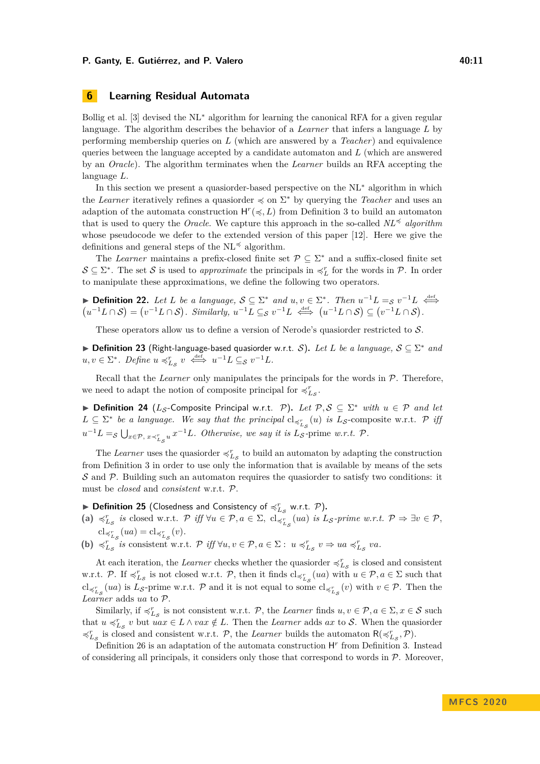## 6 Learning Residual Automata

Bollig et al. [3] devised the NL$^*$ algorithm for learning the canonical RFA for a given regular language. The algorithm describes the behavior of a *Learner* that infers a language $L$ by performing membership queries on $L$ (which are answered by a *Teacher*) and equivalence queries between the language accepted by a candidate automaton and $L$ (which are answered by an *Oracle*). The algorithm terminates when the *Learner* builds an RFA accepting the language $L$.

In this section we present a quasiorder-based perspective on the NL$^*$ algorithm in which the *Learner* iteratively refines a quasiorder $\preccurlyeq$ on $\Sigma^*$ by querying the *Teacher* and uses an adaptation of the automata construction $\mathsf{H}^r(\preccurlyeq, L)$ from Definition 3 to build an automaton that is used to query the *Oracle*. We capture this approach in the so-called *NL$^{\preccurlyeq}$ algorithm* whose pseudocode we defer to the extended version of this paper [12]. Here we give the definitions and general steps of the NL$^{\preccurlyeq}$ algorithm.

The *Learner* maintains a prefix-closed finite set $\mathcal{P} \subseteq \Sigma^*$ and a suffix-closed finite set $\mathcal{S} \subseteq \Sigma^*$. The set $\mathcal{S}$ is used to *approximate* the principals in $\preccurlyeq^r_L$ for the words in $\mathcal{P}$. In order to manipulate these approximations, we define the following two operators.

▶ **Definition 22.** *Let $L$ be a language, $\mathcal{S} \subseteq \Sigma^*$ and $u, v \in \Sigma^*$. Then $u^{-1}L =_{\mathcal{S}} v^{-1}L \overset{\text{def}}{\iff} (u^{-1}L \cap \mathcal{S}) = (v^{-1}L \cap \mathcal{S})$. Similarly, $u^{-1}L \subseteq_{\mathcal{S}} v^{-1}L \overset{\text{def}}{\iff} (u^{-1}L \cap \mathcal{S}) \subseteq (v^{-1}L \cap \mathcal{S})$.*

These operators allow us to define a version of Nerode's quasiorder restricted to $\mathcal{S}$.

▶ **Definition 23** (Right-language-based quasiorder w.r.t. $\mathcal{S}$)**.** *Let $L$ be a language, $\mathcal{S} \subseteq \Sigma^*$ and $u, v \in \Sigma^*$. Define $u \preccurlyeq^r_{L_{\mathcal{S}}} v \overset{\text{def}}{\iff} u^{-1}L \subseteq_{\mathcal{S}} v^{-1}L$.*

Recall that the *Learner* only manipulates the principals for the words in $\mathcal{P}$. Therefore, we need to adapt the notion of composite principal for $\preccurlyeq^r_{L_{\mathcal{S}}}$.

▶ **Definition 24** ($L_{\mathcal{S}}$-Composite Principal w.r.t. $\mathcal{P}$)**.** *Let $\mathcal{P}, \mathcal{S} \subseteq \Sigma^*$ with $u \in \mathcal{P}$ and let $L \subseteq \Sigma^*$ be a language. We say that the principal $\mathrm{cl}_{\preccurlyeq^r_{L_{\mathcal{S}}}}(u)$ is $L_{\mathcal{S}}$-composite w.r.t. $\mathcal{P}$ iff $u^{-1}L =_{\mathcal{S}} \bigcup_{x \in \mathcal{P},\, x \prec^r_{L_{\mathcal{S}}} u} x^{-1}L$. Otherwise, we say it is $L_{\mathcal{S}}$-prime w.r.t. $\mathcal{P}$.*

The *Learner* uses the quasiorder $\preccurlyeq^r_{L_{\mathcal{S}}}$ to build an automaton by adapting the construction from Definition 3 in order to use only the information that is available by means of the sets $\mathcal{S}$ and $\mathcal{P}$. Building such an automaton requires the quasiorder to satisfy two conditions: it must be *closed* and *consistent* w.r.t. $\mathcal{P}$.

▶ **Definition 25** (Closedness and Consistency of $\preccurlyeq^r_{L_{\mathcal{S}}}$ w.r.t. $\mathcal{P}$)**.**

**(a)** *$\preccurlyeq^r_{L_{\mathcal{S}}}$ is* closed *w.r.t. $\mathcal{P}$ iff $\forall u \in \mathcal{P}, a \in \Sigma,\ \mathrm{cl}_{\preccurlyeq^r_{L_{\mathcal{S}}}}(ua)$ is $L_{\mathcal{S}}$-prime w.r.t. $\mathcal{P} \Rightarrow \exists v \in \mathcal{P}$, $\mathrm{cl}_{\preccurlyeq^r_{L_{\mathcal{S}}}}(ua) = \mathrm{cl}_{\preccurlyeq^r_{L_{\mathcal{S}}}}(v)$.*

**(b)** *$\preccurlyeq^r_{L_{\mathcal{S}}}$ is* consistent *w.r.t. $\mathcal{P}$ iff $\forall u, v \in \mathcal{P}, a \in \Sigma :\ u \preccurlyeq^r_{L_{\mathcal{S}}} v \Rightarrow ua \preccurlyeq^r_{L_{\mathcal{S}}} va$.*

At each iteration, the *Learner* checks whether the quasiorder $\preccurlyeq^r_{L_{\mathcal{S}}}$ is closed and consistent w.r.t. $\mathcal{P}$. If $\preccurlyeq^r_{L_{\mathcal{S}}}$ is not closed w.r.t. $\mathcal{P}$, then it finds $\mathrm{cl}_{\preccurlyeq^r_{L_{\mathcal{S}}}}(ua)$ with $u \in \mathcal{P}, a \in \Sigma$ such that $\mathrm{cl}_{\preccurlyeq^r_{L_{\mathcal{S}}}}(ua)$ is $L_{\mathcal{S}}$-prime w.r.t. $\mathcal{P}$ and it is not equal to some $\mathrm{cl}_{\preccurlyeq^r_{L_{\mathcal{S}}}}(v)$ with $v \in \mathcal{P}$. Then the *Learner* adds $ua$ to $\mathcal{P}$.

Similarly, if $\preccurlyeq^r_{L_{\mathcal{S}}}$ is not consistent w.r.t. $\mathcal{P}$, the *Learner* finds $u, v \in \mathcal{P}, a \in \Sigma, x \in \mathcal{S}$ such that $u \preccurlyeq^r_{L_{\mathcal{S}}} v$ but $uax \in L \wedge vax \notin L$. Then the *Learner* adds $ax$ to $\mathcal{S}$. When the quasiorder $\preccurlyeq^r_{L_{\mathcal{S}}}$ is closed and consistent w.r.t. $\mathcal{P}$, the *Learner* builds the automaton $\mathsf{R}(\preccurlyeq^r_{L_{\mathcal{S}}}, \mathcal{P})$.

Definition 26 is an adaptation of the automata construction $\mathsf{H}^r$ from Definition 3. Instead of considering all principals, it considers only those that correspond to words in $\mathcal{P}$. Moreover,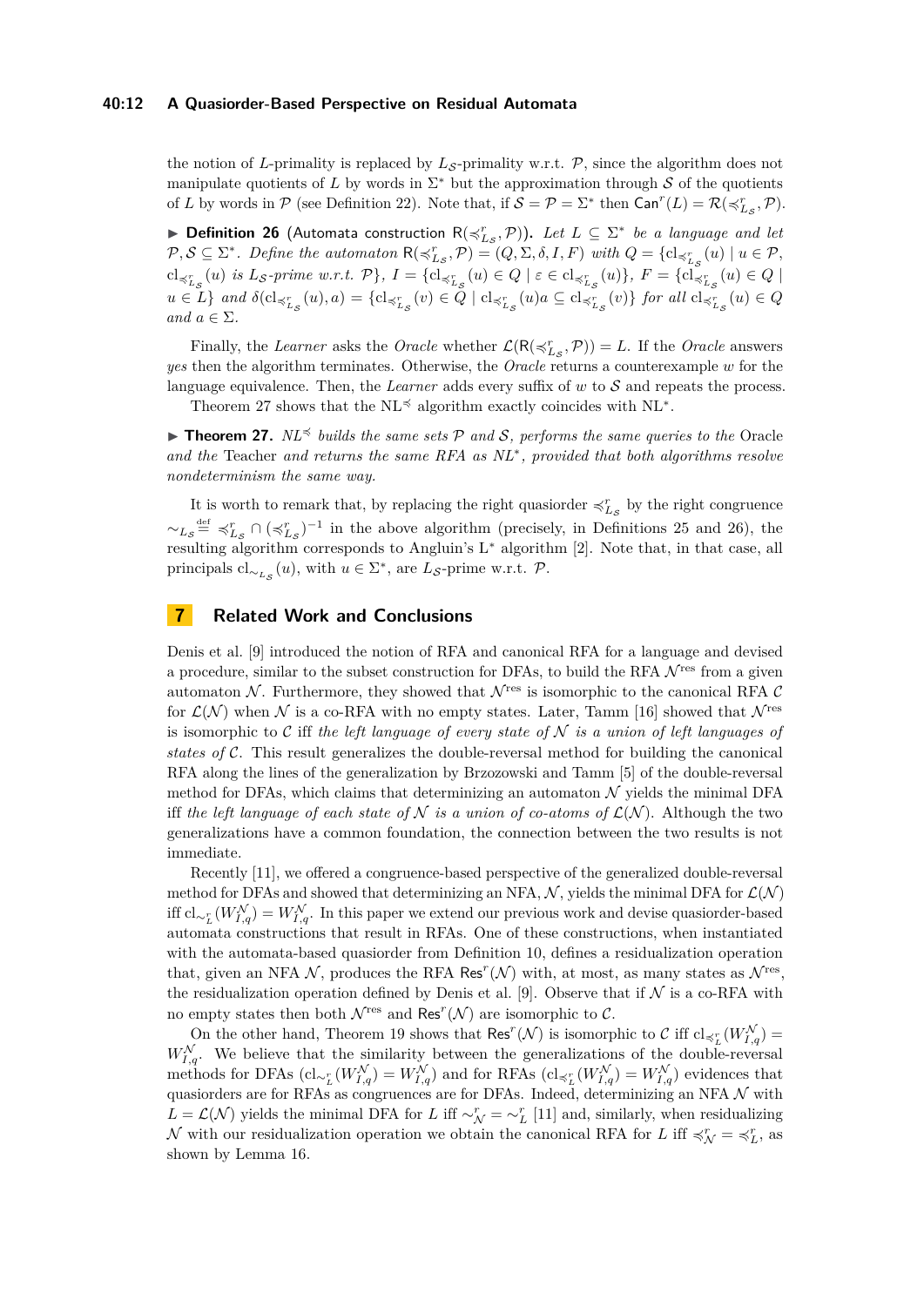the notion of $L$-primality is replaced by $L_{\mathcal{S}}$-primality w.r.t. $\mathcal{P}$, since the algorithm does not manipulate quotients of $L$ by words in $\Sigma^*$ but the approximation through $\mathcal{S}$ of the quotients of $L$ by words in $\mathcal{P}$ (see Definition 22). Note that, if $\mathcal{S} = \mathcal{P} = \Sigma^*$ then $\mathsf{Can}^r(L) = \mathcal{R}(\preccurlyeq^r_{L_{\mathcal{S}}}, \mathcal{P})$.

▶ **Definition 26** (Automata construction $\mathsf{R}(\preccurlyeq^r_{L_{\mathcal{S}}}, \mathcal{P})$). *Let $L \subseteq \Sigma^*$ be a language and let $\mathcal{P}, \mathcal{S} \subseteq \Sigma^*$. Define the automaton $\mathsf{R}(\preccurlyeq^r_{L_{\mathcal{S}}}, \mathcal{P}) = (Q, \Sigma, \delta, I, F)$ with $Q = \{\mathrm{cl}_{\preccurlyeq^r_{L_{\mathcal{S}}}}(u) \mid u \in \mathcal{P}, \mathrm{cl}_{\preccurlyeq^r_{L_{\mathcal{S}}}}(u)$ is $L_{\mathcal{S}}$-prime w.r.t. $\mathcal{P}\}$, $I = \{\mathrm{cl}_{\preccurlyeq^r_{L_{\mathcal{S}}}}(u) \in Q \mid \varepsilon \in \mathrm{cl}_{\preccurlyeq^r_{L_{\mathcal{S}}}}(u)\}$, $F = \{\mathrm{cl}_{\preccurlyeq^r_{L_{\mathcal{S}}}}(u) \in Q \mid u \in L\}$ and $\delta(\mathrm{cl}_{\preccurlyeq^r_{L_{\mathcal{S}}}}(u), a) = \{\mathrm{cl}_{\preccurlyeq^r_{L_{\mathcal{S}}}}(v) \in Q \mid \mathrm{cl}_{\preccurlyeq^r_{L_{\mathcal{S}}}}(u)a \subseteq \mathrm{cl}_{\preccurlyeq^r_{L_{\mathcal{S}}}}(v)\}$ for all $\mathrm{cl}_{\preccurlyeq^r_{L_{\mathcal{S}}}}(u) \in Q$ and $a \in \Sigma$.*

Finally, the *Learner* asks the *Oracle* whether $\mathcal{L}(\mathsf{R}(\preccurlyeq^r_{L_{\mathcal{S}}}, \mathcal{P})) = L$. If the *Oracle* answers *yes* then the algorithm terminates. Otherwise, the *Oracle* returns a counterexample $w$ for the language equivalence. Then, the *Learner* adds every suffix of $w$ to $\mathcal{S}$ and repeats the process.

Theorem 27 shows that the $\mathrm{NL}^{\preccurlyeq}$ algorithm exactly coincides with $\mathrm{NL}^*$.

▶ **Theorem 27.** *$\mathrm{NL}^{\preccurlyeq}$ builds the same sets $\mathcal{P}$ and $\mathcal{S}$, performs the same queries to the* Oracle *and the* Teacher *and returns the same RFA as $\mathrm{NL}^*$, provided that both algorithms resolve nondeterminism the same way.*

It is worth to remark that, by replacing the right quasiorder $\preccurlyeq^r_{L_{\mathcal{S}}}$ by the right congruence $\sim_{L_{\mathcal{S}}} \stackrel{\text{def}}{=} \preccurlyeq^r_{L_{\mathcal{S}}} \cap (\preccurlyeq^r_{L_{\mathcal{S}}})^{-1}$ in the above algorithm (precisely, in Definitions 25 and 26), the resulting algorithm corresponds to Angluin's $\mathrm{L}^*$ algorithm [2]. Note that, in that case, all principals $\mathrm{cl}_{\sim_{L_{\mathcal{S}}}}(u)$, with $u \in \Sigma^*$, are $L_{\mathcal{S}}$-prime w.r.t. $\mathcal{P}$.

## 7 Related Work and Conclusions

Denis et al. [9] introduced the notion of RFA and canonical RFA for a language and devised a procedure, similar to the subset construction for DFAs, to build the RFA $\mathcal{N}^{\text{res}}$ from a given automaton $\mathcal{N}$. Furthermore, they showed that $\mathcal{N}^{\text{res}}$ is isomorphic to the canonical RFA $\mathcal{C}$ for $\mathcal{L}(\mathcal{N})$ when $\mathcal{N}$ is a co-RFA with no empty states. Later, Tamm [16] showed that $\mathcal{N}^{\text{res}}$ is isomorphic to $\mathcal{C}$ iff *the left language of every state of $\mathcal{N}$ is a union of left languages of states of $\mathcal{C}$*. This result generalizes the double-reversal method for building the canonical RFA along the lines of the generalization by Brzozowski and Tamm [5] of the double-reversal method for DFAs, which claims that determinizing an automaton $\mathcal{N}$ yields the minimal DFA iff *the left language of each state of $\mathcal{N}$ is a union of co-atoms of $\mathcal{L}(\mathcal{N})$*. Although the two generalizations have a common foundation, the connection between the two results is not immediate.

Recently [11], we offered a congruence-based perspective of the generalized double-reversal method for DFAs and showed that determinizing an NFA, $\mathcal{N}$, yields the minimal DFA for $\mathcal{L}(\mathcal{N})$ iff $\mathrm{cl}_{\sim^r_L}(W^{\mathcal{N}}_{I,q}) = W^{\mathcal{N}}_{I,q}$. In this paper we extend our previous work and devise quasiorder-based automata constructions that result in RFAs. One of these constructions, when instantiated with the automata-based quasiorder from Definition 10, defines a residualization operation that, given an NFA $\mathcal{N}$, produces the RFA $\mathsf{Res}^r(\mathcal{N})$ with, at most, as many states as $\mathcal{N}^{\text{res}}$, the residualization operation defined by Denis et al. [9]. Observe that if $\mathcal{N}$ is a co-RFA with no empty states then both $\mathcal{N}^{\text{res}}$ and $\mathsf{Res}^r(\mathcal{N})$ are isomorphic to $\mathcal{C}$.

On the other hand, Theorem 19 shows that $\mathsf{Res}^r(\mathcal{N})$ is isomorphic to $\mathcal{C}$ iff $\mathrm{cl}_{\preccurlyeq^r_L}(W^{\mathcal{N}}_{I,q}) = W^{\mathcal{N}}_{I,q}$. We believe that the similarity between the generalizations of the double-reversal methods for DFAs ($\mathrm{cl}_{\sim^r_L}(W^{\mathcal{N}}_{I,q}) = W^{\mathcal{N}}_{I,q}$) and for RFAs ($\mathrm{cl}_{\preccurlyeq^r_L}(W^{\mathcal{N}}_{I,q}) = W^{\mathcal{N}}_{I,q}$) evidences that quasiorders are for RFAs as congruences are for DFAs. Indeed, determinizing an NFA $\mathcal{N}$ with $L = \mathcal{L}(\mathcal{N})$ yields the minimal DFA for $L$ iff $\sim^r_{\mathcal{N}} = \sim^r_L$ [11] and, similarly, when residualizing $\mathcal{N}$ with our residualization operation we obtain the canonical RFA for $L$ iff $\preccurlyeq^r_{\mathcal{N}} = \preccurlyeq^r_L$, as shown by Lemma 16.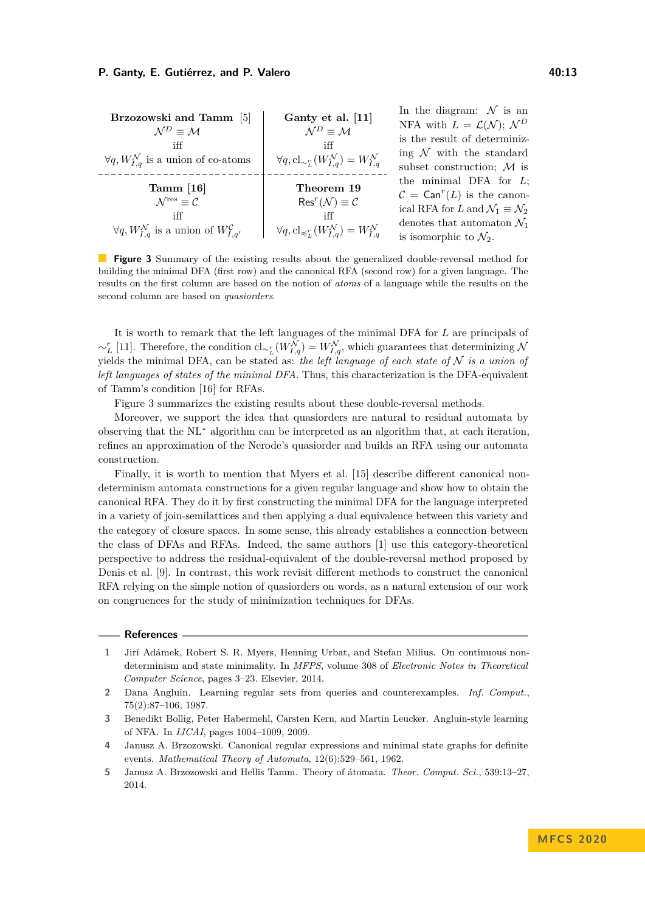| **Brzozowski and Tamm** [5] | **Ganty et al. [11]** |
|---|---|
| $\mathcal{N}^D \equiv \mathcal{M}$ | $\mathcal{N}^D \equiv \mathcal{M}$ |
| iff | iff |
| $\forall q, W_{I,q}^{\mathcal{N}}$ is a union of co-atoms | $\forall q, \mathrm{cl}_{\sim_L^r}(W_{I,q}^{\mathcal{N}}) = W_{I,q}^{\mathcal{N}}$ |
| **Tamm [16]** | **Theorem 19** |
| $\mathcal{N}^{\text{res}} \equiv \mathcal{C}$ | $\mathsf{Res}^r(\mathcal{N}) \equiv \mathcal{C}$ |
| iff | iff |
| $\forall q, W_{I,q}^{\mathcal{N}}$ is a union of $W_{I,q'}^{\mathcal{C}}$ | $\forall q, \mathrm{cl}_{\preccurlyeq_L^r}(W_{I,q}^{\mathcal{N}}) = W_{I,q}^{\mathcal{N}}$ |

In the diagram: $\mathcal{N}$ is an NFA with $L = \mathcal{L}(\mathcal{N})$; $\mathcal{N}^D$ is the result of determinizing $\mathcal{N}$ with the standard subset construction; $\mathcal{M}$ is the minimal DFA for $L$; $\mathcal{C} = \mathsf{Can}^r(L)$ is the canonical RFA for $L$ and $\mathcal{N}_1 \equiv \mathcal{N}_2$ denotes that automaton $\mathcal{N}_1$ is isomorphic to $\mathcal{N}_2$.

**Figure 3** Summary of the existing results about the generalized double-reversal method for building the minimal DFA (first row) and the canonical RFA (second row) for a given language. The results on the first column are based on the notion of *atoms* of a language while the results on the second column are based on *quasiorders*.

It is worth to remark that the left languages of the minimal DFA for $L$ are principals of $\sim_L^r$ [11]. Therefore, the condition $\mathrm{cl}_{\sim_L^r}(W_{I,q}^{\mathcal{N}}) = W_{I,q}^{\mathcal{N}}$, which guarantees that determinizing $\mathcal{N}$ yields the minimal DFA, can be stated as: *the left language of each state of $\mathcal{N}$ is a union of left languages of states of the minimal DFA*. Thus, this characterization is the DFA-equivalent of Tamm's condition [16] for RFAs.

Figure 3 summarizes the existing results about these double-reversal methods.

Moreover, we support the idea that quasiorders are natural to residual automata by observing that the NL$^*$ algorithm can be interpreted as an algorithm that, at each iteration, refines an approximation of the Nerode's quasiorder and builds an RFA using our automata construction.

Finally, it is worth to mention that Myers et al. [15] describe different canonical nondeterminism automata constructions for a given regular language and show how to obtain the canonical RFA. They do it by first constructing the minimal DFA for the language interpreted in a variety of join-semilattices and then applying a dual equivalence between this variety and the category of closure spaces. In some sense, this already establishes a connection between the class of DFAs and RFAs. Indeed, the same authors [1] use this category-theoretical perspective to address the residual-equivalent of the double-reversal method proposed by Denis et al. [9]. In contrast, this work revisit different methods to construct the canonical RFA relying on the simple notion of quasiorders on words, as a natural extension of our work on congruences for the study of minimization techniques for DFAs.

## References

1. Jirí Adámek, Robert S. R. Myers, Henning Urbat, and Stefan Milius. On continuous nondeterminism and state minimality. In *MFPS*, volume 308 of *Electronic Notes in Theoretical Computer Science*, pages 3–23. Elsevier, 2014.
2. Dana Angluin. Learning regular sets from queries and counterexamples. *Inf. Comput.*, 75(2):87–106, 1987.
3. Benedikt Bollig, Peter Habermehl, Carsten Kern, and Martin Leucker. Angluin-style learning of NFA. In *IJCAI*, pages 1004–1009, 2009.
4. Janusz A. Brzozowski. Canonical regular expressions and minimal state graphs for definite events. *Mathematical Theory of Automata*, 12(6):529–561, 1962.
5. Janusz A. Brzozowski and Hellis Tamm. Theory of átomata. *Theor. Comput. Sci.*, 539:13–27, 2014.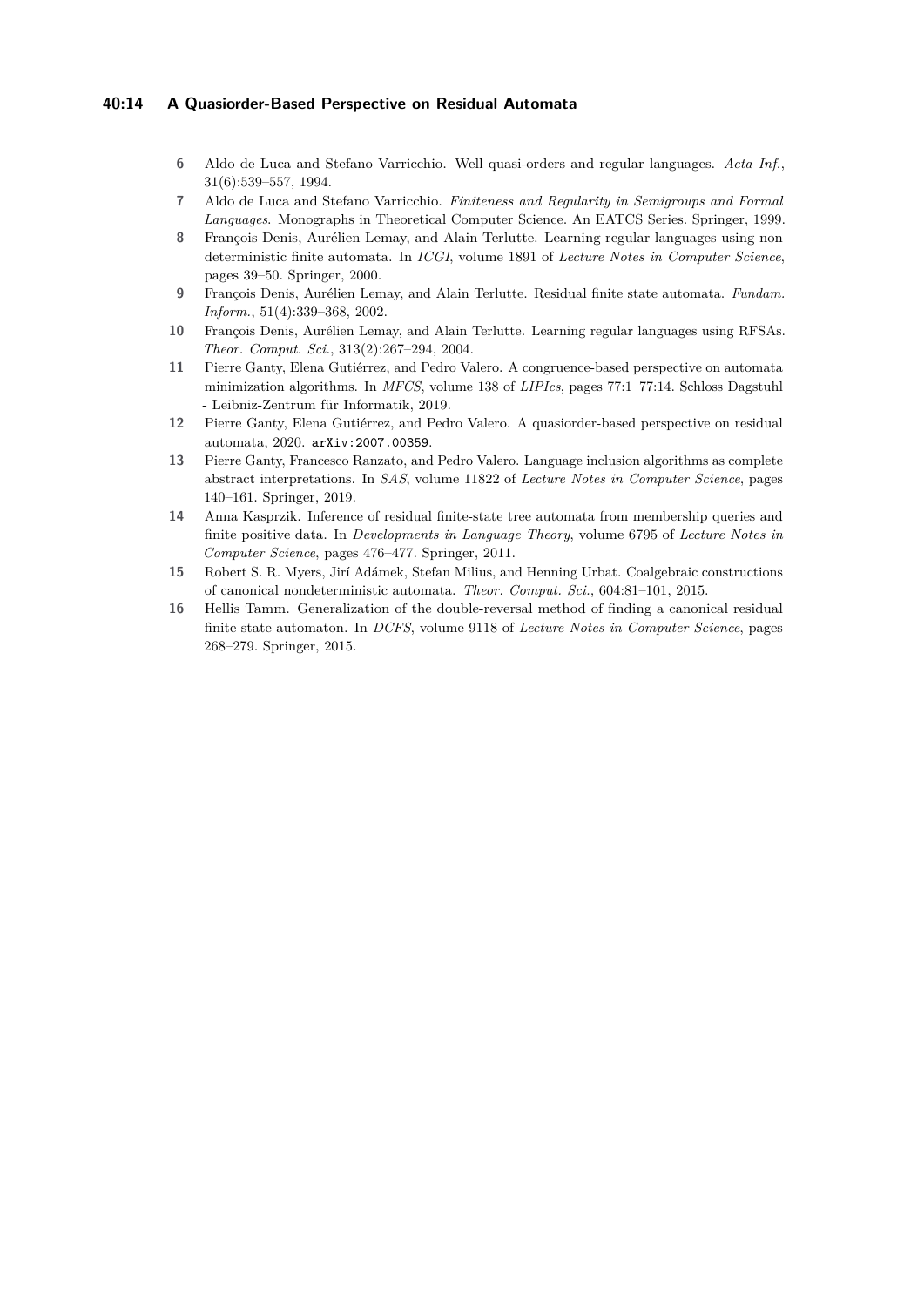6 Aldo de Luca and Stefano Varricchio. Well quasi-orders and regular languages. *Acta Inf.*, 31(6):539–557, 1994.

7 Aldo de Luca and Stefano Varricchio. *Finiteness and Regularity in Semigroups and Formal Languages*. Monographs in Theoretical Computer Science. An EATCS Series. Springer, 1999.

8 François Denis, Aurélien Lemay, and Alain Terlutte. Learning regular languages using non deterministic finite automata. In *ICGI*, volume 1891 of *Lecture Notes in Computer Science*, pages 39–50. Springer, 2000.

9 François Denis, Aurélien Lemay, and Alain Terlutte. Residual finite state automata. *Fundam. Inform.*, 51(4):339–368, 2002.

10 François Denis, Aurélien Lemay, and Alain Terlutte. Learning regular languages using RFSAs. *Theor. Comput. Sci.*, 313(2):267–294, 2004.

11 Pierre Ganty, Elena Gutiérrez, and Pedro Valero. A congruence-based perspective on automata minimization algorithms. In *MFCS*, volume 138 of *LIPIcs*, pages 77:1–77:14. Schloss Dagstuhl - Leibniz-Zentrum für Informatik, 2019.

12 Pierre Ganty, Elena Gutiérrez, and Pedro Valero. A quasiorder-based perspective on residual automata, 2020. arXiv:2007.00359.

13 Pierre Ganty, Francesco Ranzato, and Pedro Valero. Language inclusion algorithms as complete abstract interpretations. In *SAS*, volume 11822 of *Lecture Notes in Computer Science*, pages 140–161. Springer, 2019.

14 Anna Kasprzik. Inference of residual finite-state tree automata from membership queries and finite positive data. In *Developments in Language Theory*, volume 6795 of *Lecture Notes in Computer Science*, pages 476–477. Springer, 2011.

15 Robert S. R. Myers, Jirí Adámek, Stefan Milius, and Henning Urbat. Coalgebraic constructions of canonical nondeterministic automata. *Theor. Comput. Sci.*, 604:81–101, 2015.

16 Hellis Tamm. Generalization of the double-reversal method of finding a canonical residual finite state automaton. In *DCFS*, volume 9118 of *Lecture Notes in Computer Science*, pages 268–279. Springer, 2015.